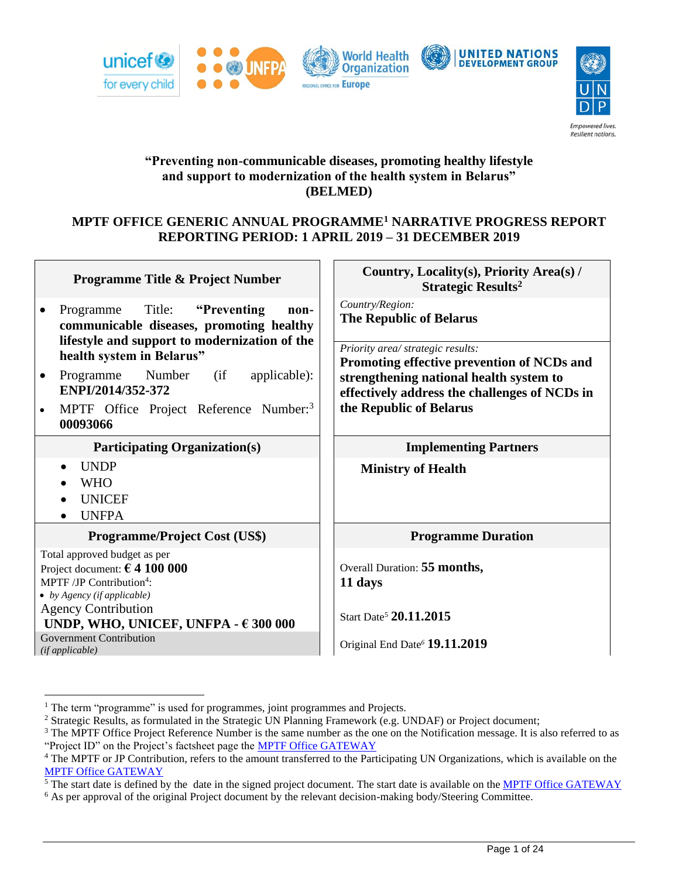**"Preventing non-communicable diseases, promoting healthy lifestyle and support to modernization of the health system in Belarus" (BELMED)**

## MPTF OFFICE GENERIC ANNUAL PROGRAMME[1] NARRATIVE PROGRESS REPORT
## REPORTING PERIOD: 1 APRIL 2019 – 31 DECEMBER 2019

| Programme Title & Project Number | Country, Locality(s), Priority Area(s) / Strategic Results[2] |
|---|---|
| • Programme Title: **"Preventing non-communicable diseases, promoting healthy lifestyle and support to modernization of the health system in Belarus"**<br>• Programme Number (if applicable): **ENPI/2014/352-372**<br>• MPTF Office Project Reference Number:[3] **00093066** | *Country/Region:*<br>**The Republic of Belarus**<br><br>*Priority area/ strategic results:*<br>**Promoting effective prevention of NCDs and strengthening national health system to effectively address the challenges of NCDs in the Republic of Belarus** |
| **Participating Organization(s)** | **Implementing Partners** |
| • UNDP<br>• WHO<br>• UNICEF<br>• UNFPA | **Ministry of Health** |
| **Programme/Project Cost (US$)** | **Programme Duration** |
| Total approved budget as per Project document: **€ 4 100 000**<br>MPTF /JP Contribution[4]:<br>• *by Agency (if applicable)*<br>Agency Contribution<br>**UNDP, WHO, UNICEF, UNFPA - € 300 000**<br>Government Contribution<br>*(if applicable)* | Overall Duration: **55 months, 11 days**<br><br>Start Date[5] **20.11.2015**<br><br>Original End Date[6] **19.11.2019** |

[1] The term "programme" is used for programmes, joint programmes and Projects.
[2] Strategic Results, as formulated in the Strategic UN Planning Framework (e.g. UNDAF) or Project document;
[3] The MPTF Office Project Reference Number is the same number as the one on the Notification message. It is also referred to as "Project ID" on the Project's factsheet page the MPTF Office GATEWAY
[4] The MPTF or JP Contribution, refers to the amount transferred to the Participating UN Organizations, which is available on the MPTF Office GATEWAY
[5] The start date is defined by the date in the signed project document. The start date is available on the MPTF Office GATEWAY
[6] As per approval of the original Project document by the relevant decision-making body/Steering Committee.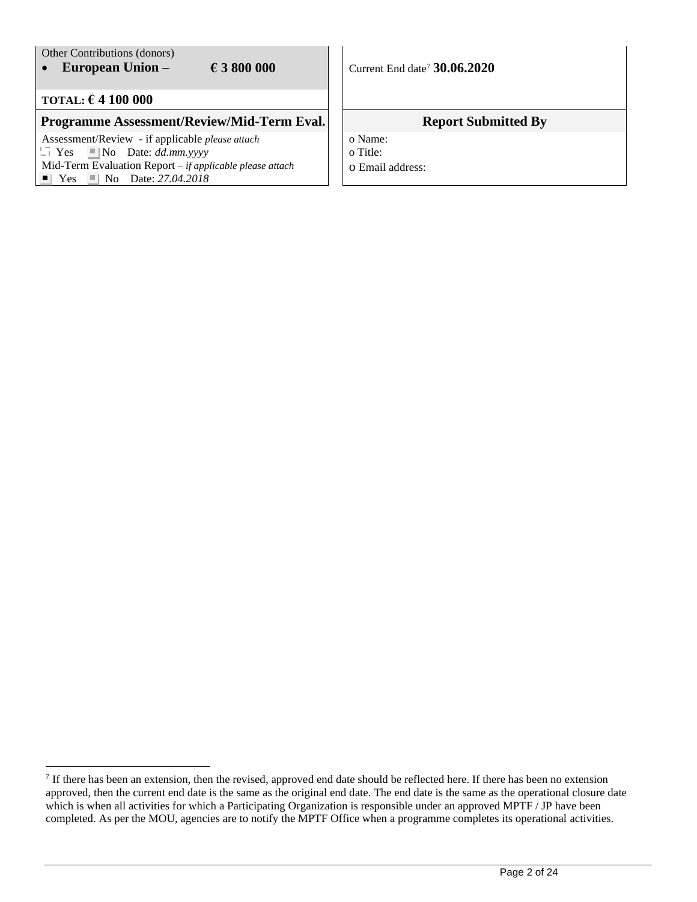| Other Contributions (donors) | |
|---|---|
| • **European Union – € 3 800 000** | Current End date[7] **30.06.2020** |
| **TOTAL: € 4 100 000** | |
| **Programme Assessment/Review/Mid-Term Eval.** | **Report Submitted By** |
| Assessment/Review - if applicable *please attach*<br>☐ Yes ■ No Date: *dd.mm.yyyy*<br>Mid-Term Evaluation Report – *if applicable please attach*<br>■ Yes ■ No Date: *27.04.2018* | o Name:<br>o Title:<br>o Email address: |

[7] If there has been an extension, then the revised, approved end date should be reflected here. If there has been no extension approved, then the current end date is the same as the original end date. The end date is the same as the operational closure date which is when all activities for which a Participating Organization is responsible under an approved MPTF / JP have been completed. As per the MOU, agencies are to notify the MPTF Office when a programme completes its operational activities.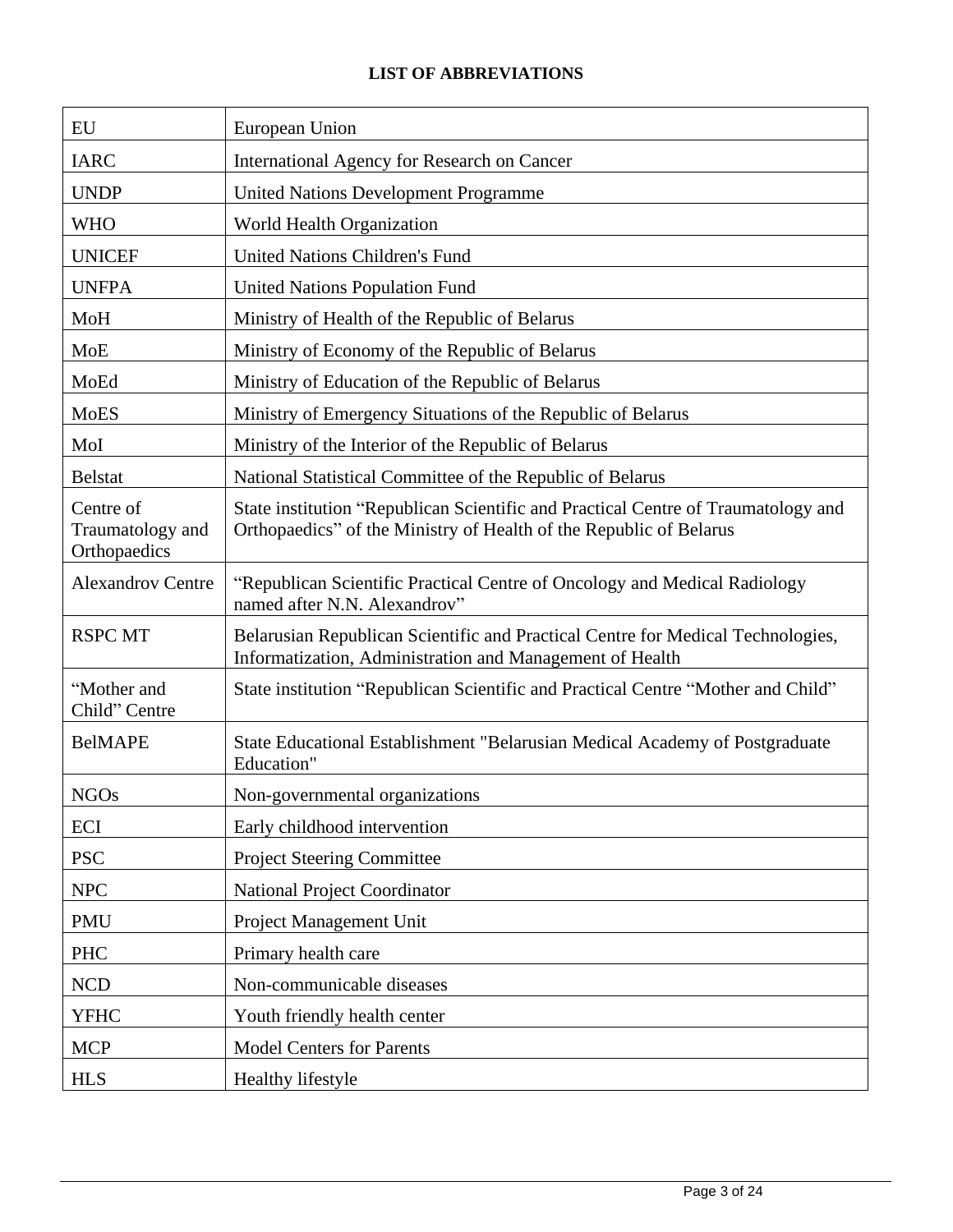**LIST OF ABBREVIATIONS**

| | |
|---|---|
| EU | European Union |
| IARC | International Agency for Research on Cancer |
| UNDP | United Nations Development Programme |
| WHO | World Health Organization |
| UNICEF | United Nations Children's Fund |
| UNFPA | United Nations Population Fund |
| MoH | Ministry of Health of the Republic of Belarus |
| MoE | Ministry of Economy of the Republic of Belarus |
| MoEd | Ministry of Education of the Republic of Belarus |
| MoES | Ministry of Emergency Situations of the Republic of Belarus |
| MoI | Ministry of the Interior of the Republic of Belarus |
| Belstat | National Statistical Committee of the Republic of Belarus |
| Centre of Traumatology and Orthopaedics | State institution "Republican Scientific and Practical Centre of Traumatology and Orthopaedics" of the Ministry of Health of the Republic of Belarus |
| Alexandrov Centre | "Republican Scientific Practical Centre of Oncology and Medical Radiology named after N.N. Alexandrov" |
| RSPC MT | Belarusian Republican Scientific and Practical Centre for Medical Technologies, Informatization, Administration and Management of Health |
| "Mother and Child" Centre | State institution "Republican Scientific and Practical Centre "Mother and Child" |
| BelMAPE | State Educational Establishment "Belarusian Medical Academy of Postgraduate Education" |
| NGOs | Non-governmental organizations |
| ECI | Early childhood intervention |
| PSC | Project Steering Committee |
| NPC | National Project Coordinator |
| PMU | Project Management Unit |
| PHC | Primary health care |
| NCD | Non-communicable diseases |
| YFHC | Youth friendly health center |
| MCP | Model Centers for Parents |
| HLS | Healthy lifestyle |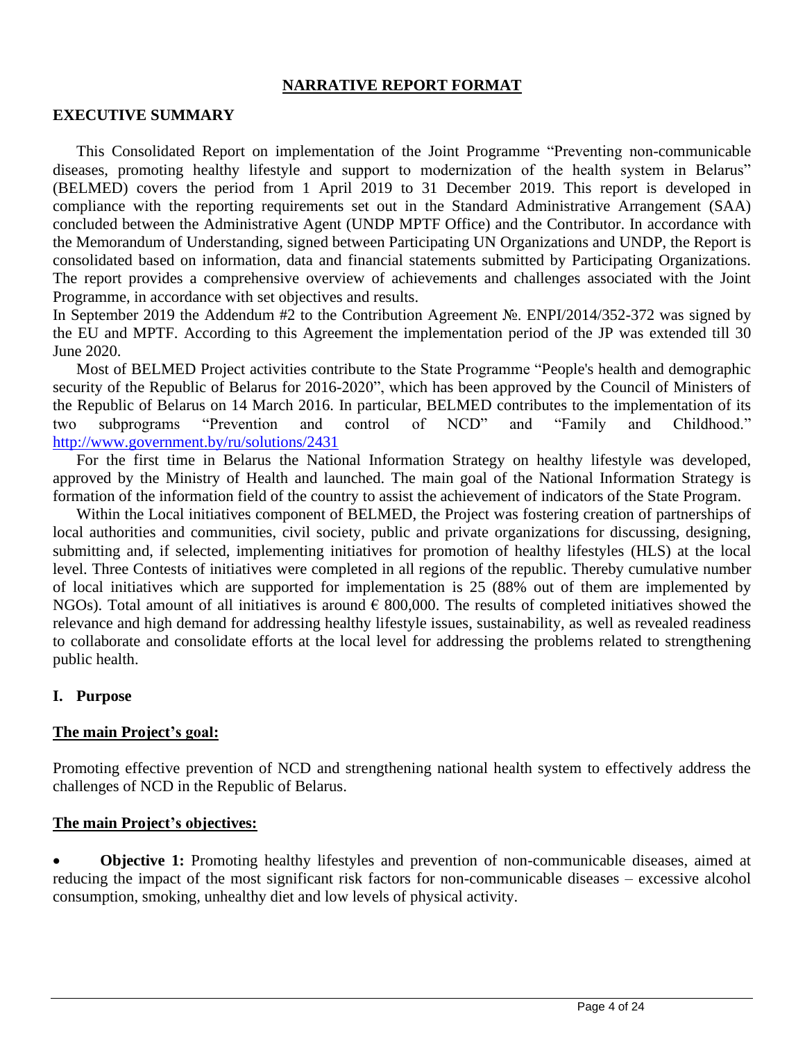# NARRATIVE REPORT FORMAT

## EXECUTIVE SUMMARY

This Consolidated Report on implementation of the Joint Programme "Preventing non-communicable diseases, promoting healthy lifestyle and support to modernization of the health system in Belarus" (BELMED) covers the period from 1 April 2019 to 31 December 2019. This report is developed in compliance with the reporting requirements set out in the Standard Administrative Arrangement (SAA) concluded between the Administrative Agent (UNDP MPTF Office) and the Contributor. In accordance with the Memorandum of Understanding, signed between Participating UN Organizations and UNDP, the Report is consolidated based on information, data and financial statements submitted by Participating Organizations. The report provides a comprehensive overview of achievements and challenges associated with the Joint Programme, in accordance with set objectives and results.

In September 2019 the Addendum #2 to the Contribution Agreement №. ENPI/2014/352-372 was signed by the EU and MPTF. According to this Agreement the implementation period of the JP was extended till 30 June 2020.

Most of BELMED Project activities contribute to the State Programme "People's health and demographic security of the Republic of Belarus for 2016-2020", which has been approved by the Council of Ministers of the Republic of Belarus on 14 March 2016. In particular, BELMED contributes to the implementation of its two subprograms "Prevention and control of NCD" and "Family and Childhood." http://www.government.by/ru/solutions/2431

For the first time in Belarus the National Information Strategy on healthy lifestyle was developed, approved by the Ministry of Health and launched. The main goal of the National Information Strategy is formation of the information field of the country to assist the achievement of indicators of the State Program.

Within the Local initiatives component of BELMED, the Project was fostering creation of partnerships of local authorities and communities, civil society, public and private organizations for discussing, designing, submitting and, if selected, implementing initiatives for promotion of healthy lifestyles (HLS) at the local level. Three Contests of initiatives were completed in all regions of the republic. Thereby cumulative number of local initiatives which are supported for implementation is 25 (88% out of them are implemented by NGOs). Total amount of all initiatives is around € 800,000. The results of completed initiatives showed the relevance and high demand for addressing healthy lifestyle issues, sustainability, as well as revealed readiness to collaborate and consolidate efforts at the local level for addressing the problems related to strengthening public health.

## I. Purpose

**The main Project's goal:**

Promoting effective prevention of NCD and strengthening national health system to effectively address the challenges of NCD in the Republic of Belarus.

**The main Project's objectives:**

- **Objective 1:** Promoting healthy lifestyles and prevention of non-communicable diseases, aimed at reducing the impact of the most significant risk factors for non-communicable diseases – excessive alcohol consumption, smoking, unhealthy diet and low levels of physical activity.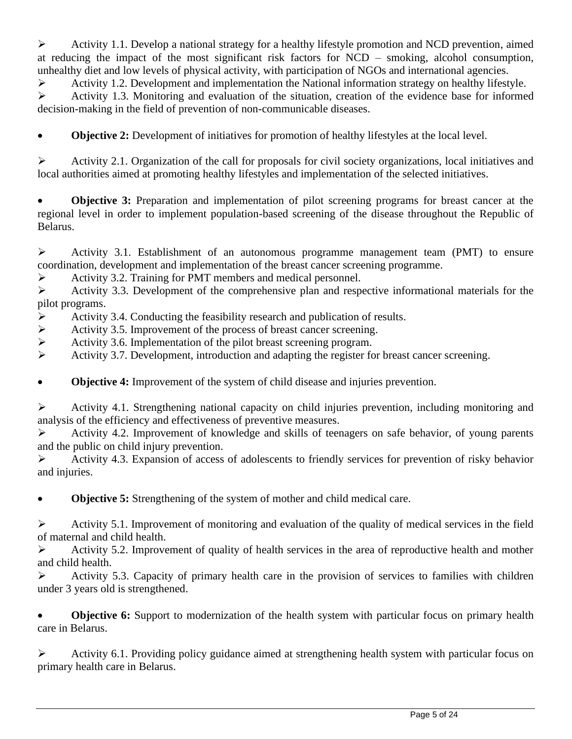- ➢ Activity 1.1. Develop a national strategy for a healthy lifestyle promotion and NCD prevention, aimed at reducing the impact of the most significant risk factors for NCD – smoking, alcohol consumption, unhealthy diet and low levels of physical activity, with participation of NGOs and international agencies.
- ➢ Activity 1.2. Development and implementation the National information strategy on healthy lifestyle.
- ➢ Activity 1.3. Monitoring and evaluation of the situation, creation of the evidence base for informed decision-making in the field of prevention of non-communicable diseases.

- **Objective 2:** Development of initiatives for promotion of healthy lifestyles at the local level.

- ➢ Activity 2.1. Organization of the call for proposals for civil society organizations, local initiatives and local authorities aimed at promoting healthy lifestyles and implementation of the selected initiatives.

- **Objective 3:** Preparation and implementation of pilot screening programs for breast cancer at the regional level in order to implement population-based screening of the disease throughout the Republic of Belarus.

- ➢ Activity 3.1. Establishment of an autonomous programme management team (PMT) to ensure coordination, development and implementation of the breast cancer screening programme.
- ➢ Activity 3.2. Training for PMT members and medical personnel.
- ➢ Activity 3.3. Development of the comprehensive plan and respective informational materials for the pilot programs.
- ➢ Activity 3.4. Conducting the feasibility research and publication of results.
- ➢ Activity 3.5. Improvement of the process of breast cancer screening.
- ➢ Activity 3.6. Implementation of the pilot breast screening program.
- ➢ Activity 3.7. Development, introduction and adapting the register for breast cancer screening.

- **Objective 4:** Improvement of the system of child disease and injuries prevention.

- ➢ Activity 4.1. Strengthening national capacity on child injuries prevention, including monitoring and analysis of the efficiency and effectiveness of preventive measures.
- ➢ Activity 4.2. Improvement of knowledge and skills of teenagers on safe behavior, of young parents and the public on child injury prevention.
- ➢ Activity 4.3. Expansion of access of adolescents to friendly services for prevention of risky behavior and injuries.

- **Objective 5:** Strengthening of the system of mother and child medical care.

- ➢ Activity 5.1. Improvement of monitoring and evaluation of the quality of medical services in the field of maternal and child health.
- ➢ Activity 5.2. Improvement of quality of health services in the area of reproductive health and mother and child health.
- ➢ Activity 5.3. Capacity of primary health care in the provision of services to families with children under 3 years old is strengthened.

- **Objective 6:** Support to modernization of the health system with particular focus on primary health care in Belarus.

- ➢ Activity 6.1. Providing policy guidance aimed at strengthening health system with particular focus on primary health care in Belarus.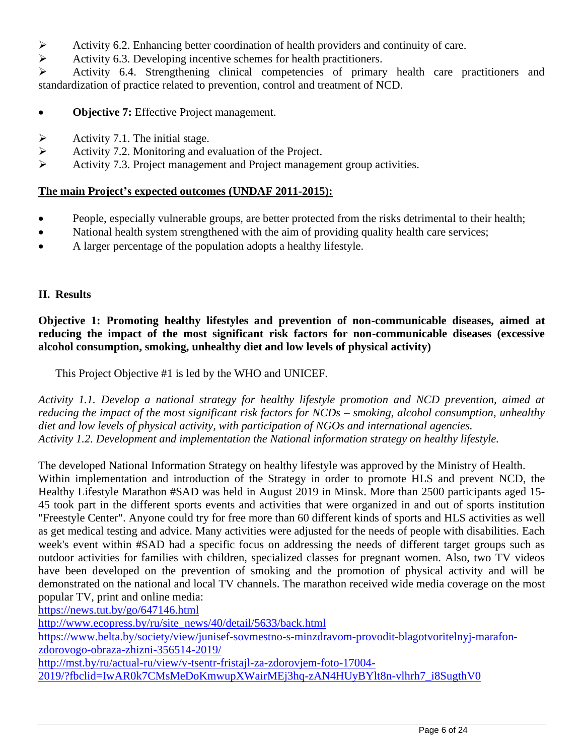- Activity 6.2. Enhancing better coordination of health providers and continuity of care.
- Activity 6.3. Developing incentive schemes for health practitioners.
- Activity 6.4. Strengthening clinical competencies of primary health care practitioners and standardization of practice related to prevention, control and treatment of NCD.

- **Objective 7:** Effective Project management.

- Activity 7.1. The initial stage.
- Activity 7.2. Monitoring and evaluation of the Project.
- Activity 7.3. Project management and Project management group activities.

**<u>The main Project's expected outcomes (UNDAF 2011-2015):</u>**

- People, especially vulnerable groups, are better protected from the risks detrimental to their health;
- National health system strengthened with the aim of providing quality health care services;
- A larger percentage of the population adopts a healthy lifestyle.

## II. Results

**Objective 1: Promoting healthy lifestyles and prevention of non-communicable diseases, aimed at reducing the impact of the most significant risk factors for non-communicable diseases (excessive alcohol consumption, smoking, unhealthy diet and low levels of physical activity)**

This Project Objective #1 is led by the WHO and UNICEF.

*Activity 1.1. Develop a national strategy for healthy lifestyle promotion and NCD prevention, aimed at reducing the impact of the most significant risk factors for NCDs – smoking, alcohol consumption, unhealthy diet and low levels of physical activity, with participation of NGOs and international agencies.*
*Activity 1.2. Development and implementation the National information strategy on healthy lifestyle.*

The developed National Information Strategy on healthy lifestyle was approved by the Ministry of Health. Within implementation and introduction of the Strategy in order to promote HLS and prevent NCD, the Healthy Lifestyle Marathon #SAD was held in August 2019 in Minsk. More than 2500 participants aged 15-45 took part in the different sports events and activities that were organized in and out of sports institution "Freestyle Center". Anyone could try for free more than 60 different kinds of sports and HLS activities as well as get medical testing and advice. Many activities were adjusted for the needs of people with disabilities. Each week's event within #SAD had a specific focus on addressing the needs of different target groups such as outdoor activities for families with children, specialized classes for pregnant women. Also, two TV videos have been developed on the prevention of smoking and the promotion of physical activity and will be demonstrated on the national and local TV channels. The marathon received wide media coverage on the most popular TV, print and online media:
https://news.tut.by/go/647146.html
http://www.ecopress.by/ru/site_news/40/detail/5633/back.html
https://www.belta.by/society/view/junisef-sovmestno-s-minzdravom-provodit-blagotvoritelnyj-marafon-zdorovogo-obraza-zhizni-356514-2019/
http://mst.by/ru/actual-ru/view/v-tsentr-fristajl-za-zdorovjem-foto-17004-2019/?fbclid=IwAR0k7CMsMeDoKmwupXWairMEj3hq-zAN4HUyBYlt8n-vlhrh7_i8SugthV0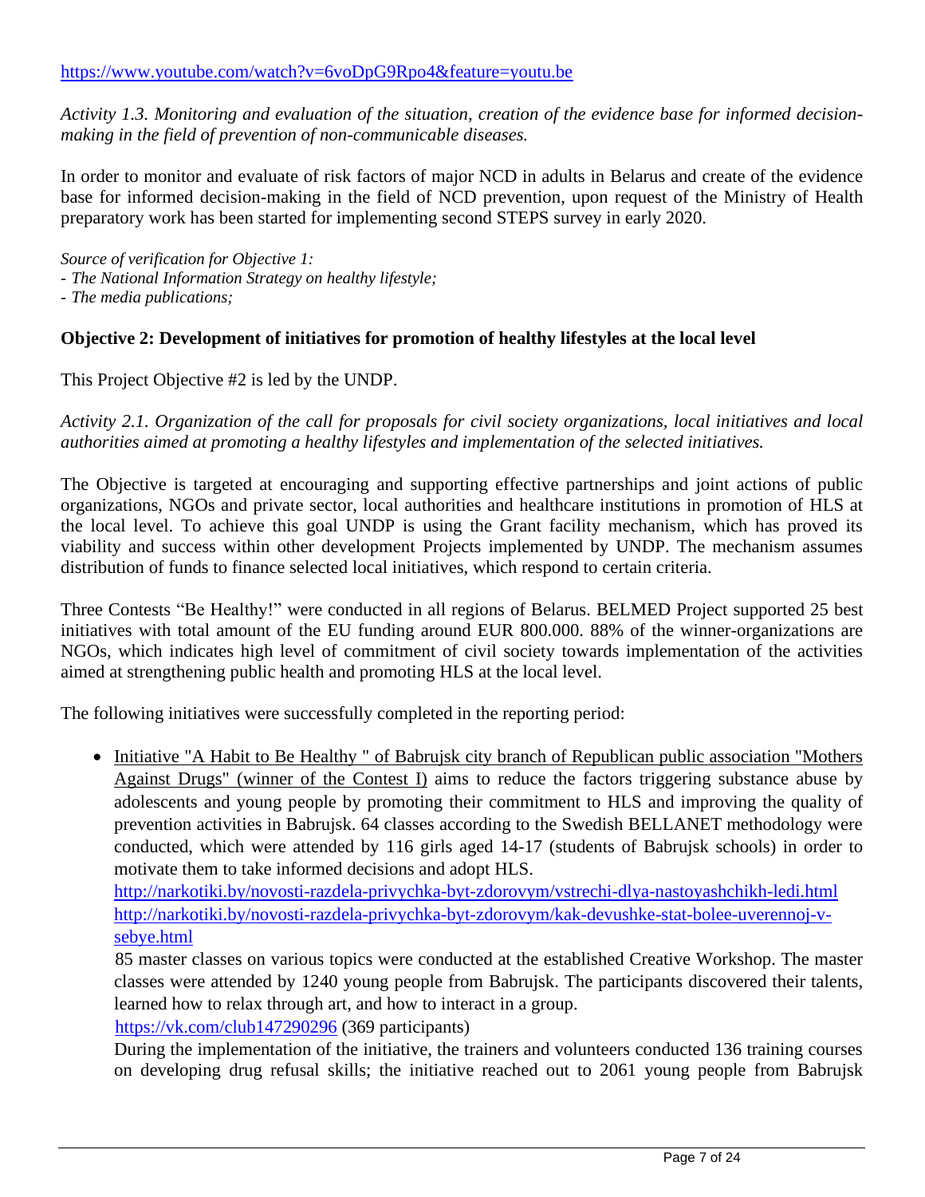https://www.youtube.com/watch?v=6voDpG9Rpo4&feature=youtu.be

*Activity 1.3. Monitoring and evaluation of the situation, creation of the evidence base for informed decision-making in the field of prevention of non-communicable diseases.*

In order to monitor and evaluate of risk factors of major NCD in adults in Belarus and create of the evidence base for informed decision-making in the field of NCD prevention, upon request of the Ministry of Health preparatory work has been started for implementing second STEPS survey in early 2020.

*Source of verification for Objective 1:*
*- The National Information Strategy on healthy lifestyle;*
*- The media publications;*

**Objective 2: Development of initiatives for promotion of healthy lifestyles at the local level**

This Project Objective #2 is led by the UNDP.

*Activity 2.1. Organization of the call for proposals for civil society organizations, local initiatives and local authorities aimed at promoting a healthy lifestyles and implementation of the selected initiatives.*

The Objective is targeted at encouraging and supporting effective partnerships and joint actions of public organizations, NGOs and private sector, local authorities and healthcare institutions in promotion of HLS at the local level. To achieve this goal UNDP is using the Grant facility mechanism, which has proved its viability and success within other development Projects implemented by UNDP. The mechanism assumes distribution of funds to finance selected local initiatives, which respond to certain criteria.

Three Contests "Be Healthy!" were conducted in all regions of Belarus. BELMED Project supported 25 best initiatives with total amount of the EU funding around EUR 800.000. 88% of the winner-organizations are NGOs, which indicates high level of commitment of civil society towards implementation of the activities aimed at strengthening public health and promoting HLS at the local level.

The following initiatives were successfully completed in the reporting period:

- Initiative "A Habit to Be Healthy " of Babrujsk city branch of Republican public association "Mothers Against Drugs" (winner of the Contest I) aims to reduce the factors triggering substance abuse by adolescents and young people by promoting their commitment to HLS and improving the quality of prevention activities in Babrujsk. 64 classes according to the Swedish BELLANET methodology were conducted, which were attended by 116 girls aged 14-17 (students of Babrujsk schools) in order to motivate them to take informed decisions and adopt HLS.
  http://narkotiki.by/novosti-razdela-privychka-byt-zdorovym/vstrechi-dlya-nastoyashchikh-ledi.html
  http://narkotiki.by/novosti-razdela-privychka-byt-zdorovym/kak-devushke-stat-bolee-uverennoj-v-sebye.html
  85 master classes on various topics were conducted at the established Creative Workshop. The master classes were attended by 1240 young people from Babrujsk. The participants discovered their talents, learned how to relax through art, and how to interact in a group.
  https://vk.com/club147290296 (369 participants)
  During the implementation of the initiative, the trainers and volunteers conducted 136 training courses on developing drug refusal skills; the initiative reached out to 2061 young people from Babrujsk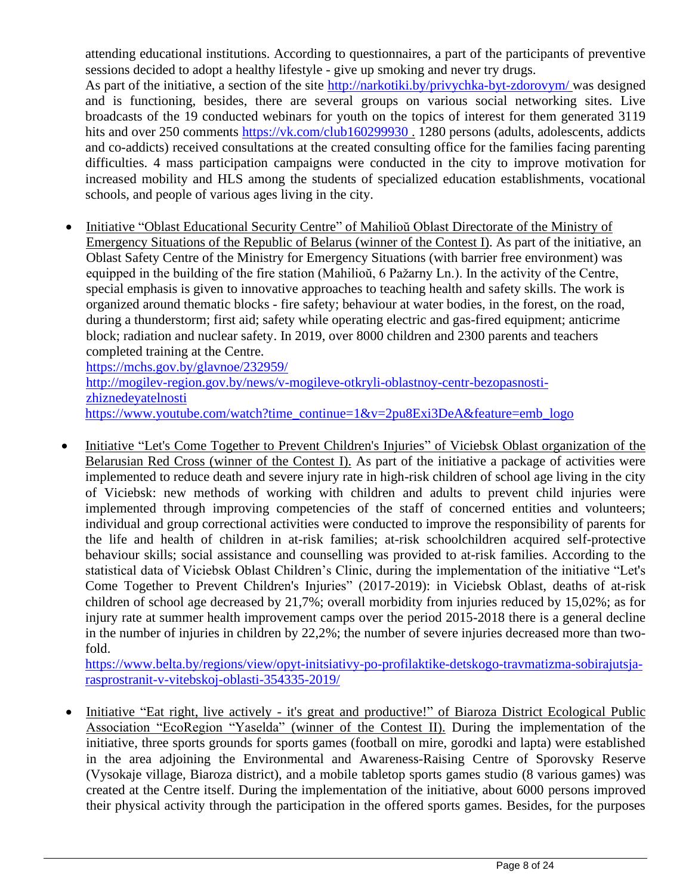attending educational institutions. According to questionnaires, a part of the participants of preventive sessions decided to adopt a healthy lifestyle - give up smoking and never try drugs.

As part of the initiative, a section of the site http://narkotiki.by/privychka-byt-zdorovym/ was designed and is functioning, besides, there are several groups on various social networking sites. Live broadcasts of the 19 conducted webinars for youth on the topics of interest for them generated 3119 hits and over 250 comments https://vk.com/club160299930 . 1280 persons (adults, adolescents, addicts and co-addicts) received consultations at the created consulting office for the families facing parenting difficulties. 4 mass participation campaigns were conducted in the city to improve motivation for increased mobility and HLS among the students of specialized education establishments, vocational schools, and people of various ages living in the city.

- Initiative "Oblast Educational Security Centre" of Mahilioŭ Oblast Directorate of the Ministry of Emergency Situations of the Republic of Belarus (winner of the Contest I). As part of the initiative, an Oblast Safety Centre of the Ministry for Emergency Situations (with barrier free environment) was equipped in the building of the fire station (Mahilioŭ, 6 Pažarny Ln.). In the activity of the Centre, special emphasis is given to innovative approaches to teaching health and safety skills. The work is organized around thematic blocks - fire safety; behaviour at water bodies, in the forest, on the road, during a thunderstorm; first aid; safety while operating electric and gas-fired equipment; anticrime block; radiation and nuclear safety. In 2019, over 8000 children and 2300 parents and teachers completed training at the Centre.
  https://mchs.gov.by/glavnoe/232959/
  http://mogilev-region.gov.by/news/v-mogileve-otkryli-oblastnoy-centr-bezopasnosti-zhiznedeyatelnosti
  https://www.youtube.com/watch?time_continue=1&v=2pu8Exi3DeA&feature=emb_logo

- Initiative "Let's Come Together to Prevent Children's Injuries" of Viciebsk Oblast organization of the Belarusian Red Cross (winner of the Contest I). As part of the initiative a package of activities were implemented to reduce death and severe injury rate in high-risk children of school age living in the city of Viciebsk: new methods of working with children and adults to prevent child injuries were implemented through improving competencies of the staff of concerned entities and volunteers; individual and group correctional activities were conducted to improve the responsibility of parents for the life and health of children in at-risk families; at-risk schoolchildren acquired self-protective behaviour skills; social assistance and counselling was provided to at-risk families. According to the statistical data of Viciebsk Oblast Children's Clinic, during the implementation of the initiative "Let's Come Together to Prevent Children's Injuries" (2017-2019): in Viciebsk Oblast, deaths of at-risk children of school age decreased by 21,7%; overall morbidity from injuries reduced by 15,02%; as for injury rate at summer health improvement camps over the period 2015-2018 there is a general decline in the number of injuries in children by 22,2%; the number of severe injuries decreased more than two-fold.
  https://www.belta.by/regions/view/opyt-initsiativy-po-profilaktike-detskogo-travmatizma-sobirajutsja-rasprostranit-v-vitebskoj-oblasti-354335-2019/

- Initiative "Eat right, live actively - it's great and productive!" of Biaroza District Ecological Public Association "EcoRegion "Yaselda" (winner of the Contest II). During the implementation of the initiative, three sports grounds for sports games (football on mire, gorodki and lapta) were established in the area adjoining the Environmental and Awareness-Raising Centre of Sporovsky Reserve (Vysokaje village, Biaroza district), and a mobile tabletop sports games studio (8 various games) was created at the Centre itself. During the implementation of the initiative, about 6000 persons improved their physical activity through the participation in the offered sports games. Besides, for the purposes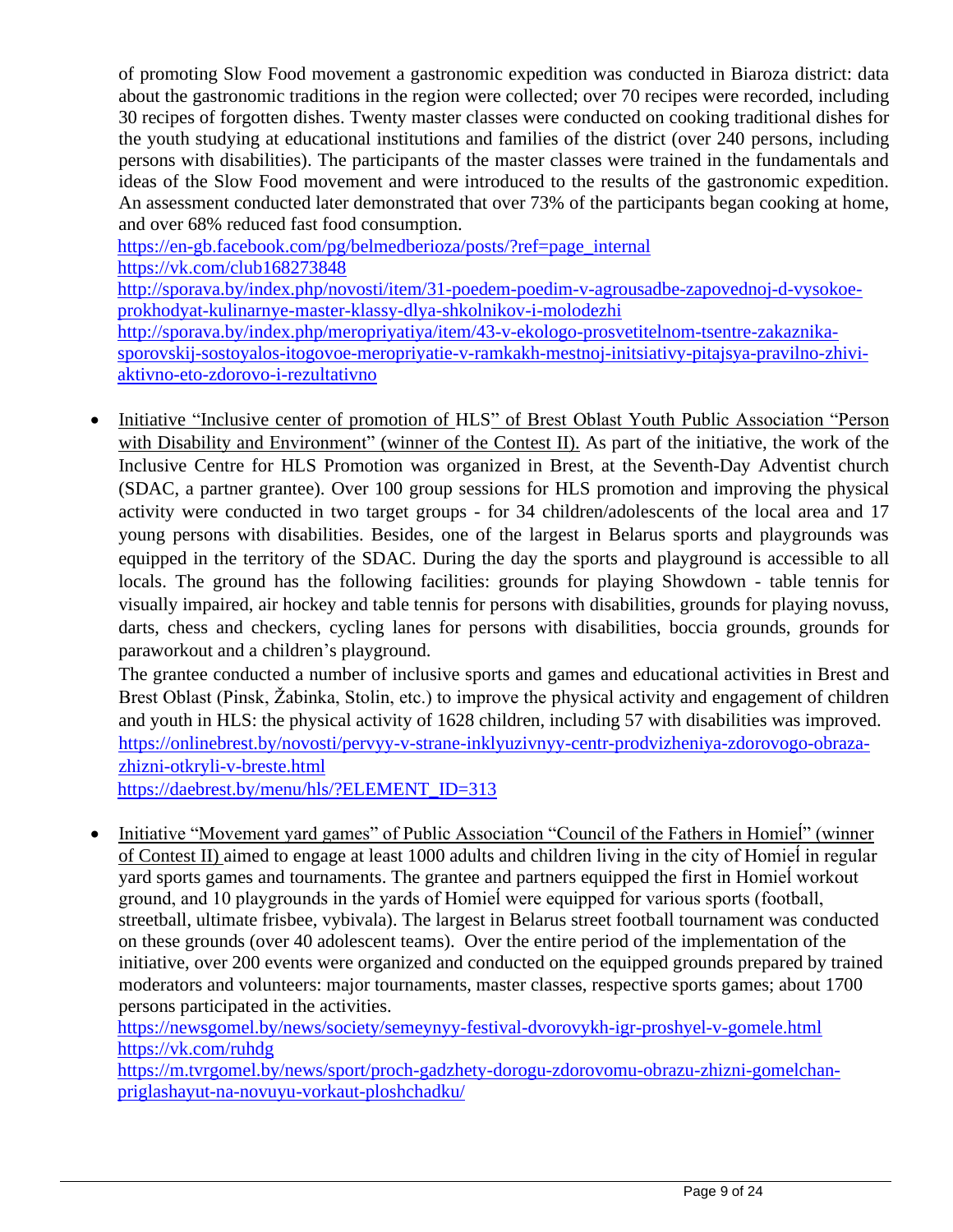of promoting Slow Food movement a gastronomic expedition was conducted in Biaroza district: data about the gastronomic traditions in the region were collected; over 70 recipes were recorded, including 30 recipes of forgotten dishes. Twenty master classes were conducted on cooking traditional dishes for the youth studying at educational institutions and families of the district (over 240 persons, including persons with disabilities). The participants of the master classes were trained in the fundamentals and ideas of the Slow Food movement and were introduced to the results of the gastronomic expedition. An assessment conducted later demonstrated that over 73% of the participants began cooking at home, and over 68% reduced fast food consumption.
https://en-gb.facebook.com/pg/belmedberioza/posts/?ref=page_internal
https://vk.com/club168273848
http://sporava.by/index.php/novosti/item/31-poedem-poedim-v-agrousadbe-zapovednoj-d-vysokoe-prokhodyat-kulinarnye-master-klassy-dlya-shkolnikov-i-molodezhi
http://sporava.by/index.php/meropriyatiya/item/43-v-ekologo-prosvetitelnom-tsentre-zakaznika-sporovskij-sostoyalos-itogovoe-meropriyatie-v-ramkakh-mestnoj-initsiativy-pitajsya-pravilno-zhivi-aktivno-eto-zdorovo-i-rezultativno

- Initiative "Inclusive center of promotion of HLS" of Brest Oblast Youth Public Association "Person with Disability and Environment" (winner of the Contest II). As part of the initiative, the work of the Inclusive Centre for HLS Promotion was organized in Brest, at the Seventh-Day Adventist church (SDAC, a partner grantee). Over 100 group sessions for HLS promotion and improving the physical activity were conducted in two target groups - for 34 children/adolescents of the local area and 17 young persons with disabilities. Besides, one of the largest in Belarus sports and playgrounds was equipped in the territory of the SDAC. During the day the sports and playground is accessible to all locals. The ground has the following facilities: grounds for playing Showdown - table tennis for visually impaired, air hockey and table tennis for persons with disabilities, grounds for playing novuss, darts, chess and checkers, cycling lanes for persons with disabilities, boccia grounds, grounds for paraworkout and a children's playground.

  The grantee conducted a number of inclusive sports and games and educational activities in Brest and Brest Oblast (Pinsk, Žabinka, Stolin, etc.) to improve the physical activity and engagement of children and youth in HLS: the physical activity of 1628 children, including 57 with disabilities was improved.
  https://onlinebrest.by/novosti/pervyy-v-strane-inklyuzivnyy-centr-prodvizheniya-zdorovogo-obraza-zhizni-otkryli-v-breste.html
  https://daebrest.by/menu/hls/?ELEMENT_ID=313

- Initiative "Movement yard games" of Public Association "Council of the Fathers in Homieĺ" (winner of Contest II) aimed to engage at least 1000 adults and children living in the city of Homieĺ in regular yard sports games and tournaments. The grantee and partners equipped the first in Homieĺ workout ground, and 10 playgrounds in the yards of Homieĺ were equipped for various sports (football, streetball, ultimate frisbee, vybivala). The largest in Belarus street football tournament was conducted on these grounds (over 40 adolescent teams). Over the entire period of the implementation of the initiative, over 200 events were organized and conducted on the equipped grounds prepared by trained moderators and volunteers: major tournaments, master classes, respective sports games; about 1700 persons participated in the activities.
  https://newsgomel.by/news/society/semeynyy-festival-dvorovykh-igr-proshyel-v-gomele.html
  https://vk.com/ruhdg
  https://m.tvrgomel.by/news/sport/proch-gadzhety-dorogu-zdorovomu-obrazu-zhizni-gomelchan-priglashayut-na-novuyu-vorkaut-ploshchadku/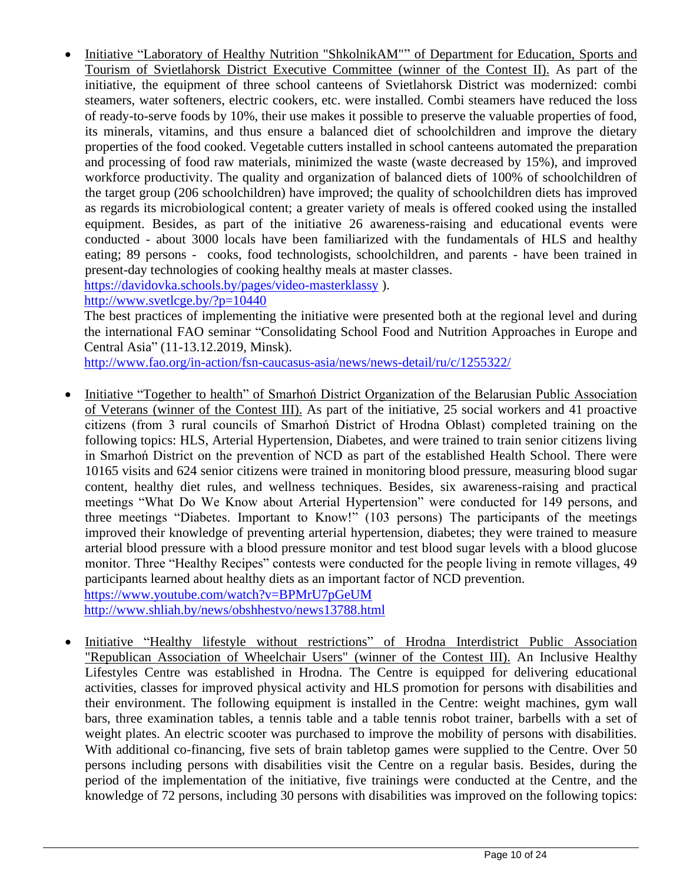- Initiative "Laboratory of Healthy Nutrition "ShkolnikAM"" of Department for Education, Sports and Tourism of Svietlahorsk District Executive Committee (winner of the Contest II). As part of the initiative, the equipment of three school canteens of Svietlahorsk District was modernized: combi steamers, water softeners, electric cookers, etc. were installed. Combi steamers have reduced the loss of ready-to-serve foods by 10%, their use makes it possible to preserve the valuable properties of food, its minerals, vitamins, and thus ensure a balanced diet of schoolchildren and improve the dietary properties of the food cooked. Vegetable cutters installed in school canteens automated the preparation and processing of food raw materials, minimized the waste (waste decreased by 15%), and improved workforce productivity. The quality and organization of balanced diets of 100% of schoolchildren of the target group (206 schoolchildren) have improved; the quality of schoolchildren diets has improved as regards its microbiological content; a greater variety of meals is offered cooked using the installed equipment. Besides, as part of the initiative 26 awareness-raising and educational events were conducted - about 3000 locals have been familiarized with the fundamentals of HLS and healthy eating; 89 persons - cooks, food technologists, schoolchildren, and parents - have been trained in present-day technologies of cooking healthy meals at master classes.
  https://davidovka.schools.by/pages/video-masterklassy ).
  http://www.svetlcge.by/?p=10440
  The best practices of implementing the initiative were presented both at the regional level and during the international FAO seminar "Consolidating School Food and Nutrition Approaches in Europe and Central Asia" (11-13.12.2019, Minsk).
  http://www.fao.org/in-action/fsn-caucasus-asia/news/news-detail/ru/c/1255322/

- Initiative "Together to health" of Smarhoń District Organization of the Belarusian Public Association of Veterans (winner of the Contest III). As part of the initiative, 25 social workers and 41 proactive citizens (from 3 rural councils of Smarhoń District of Hrodna Oblast) completed training on the following topics: HLS, Arterial Hypertension, Diabetes, and were trained to train senior citizens living in Smarhoń District on the prevention of NCD as part of the established Health School. There were 10165 visits and 624 senior citizens were trained in monitoring blood pressure, measuring blood sugar content, healthy diet rules, and wellness techniques. Besides, six awareness-raising and practical meetings "What Do We Know about Arterial Hypertension" were conducted for 149 persons, and three meetings "Diabetes. Important to Know!" (103 persons) The participants of the meetings improved their knowledge of preventing arterial hypertension, diabetes; they were trained to measure arterial blood pressure with a blood pressure monitor and test blood sugar levels with a blood glucose monitor. Three "Healthy Recipes" contests were conducted for the people living in remote villages, 49 participants learned about healthy diets as an important factor of NCD prevention.
  https://www.youtube.com/watch?v=BPMrU7pGeUM
  http://www.shliah.by/news/obshhestvo/news13788.html

- Initiative "Healthy lifestyle without restrictions" of Hrodna Interdistrict Public Association "Republican Association of Wheelchair Users" (winner of the Contest III). An Inclusive Healthy Lifestyles Centre was established in Hrodna. The Centre is equipped for delivering educational activities, classes for improved physical activity and HLS promotion for persons with disabilities and their environment. The following equipment is installed in the Centre: weight machines, gym wall bars, three examination tables, a tennis table and a table tennis robot trainer, barbells with a set of weight plates. An electric scooter was purchased to improve the mobility of persons with disabilities. With additional co-financing, five sets of brain tabletop games were supplied to the Centre. Over 50 persons including persons with disabilities visit the Centre on a regular basis. Besides, during the period of the implementation of the initiative, five trainings were conducted at the Centre, and the knowledge of 72 persons, including 30 persons with disabilities was improved on the following topics: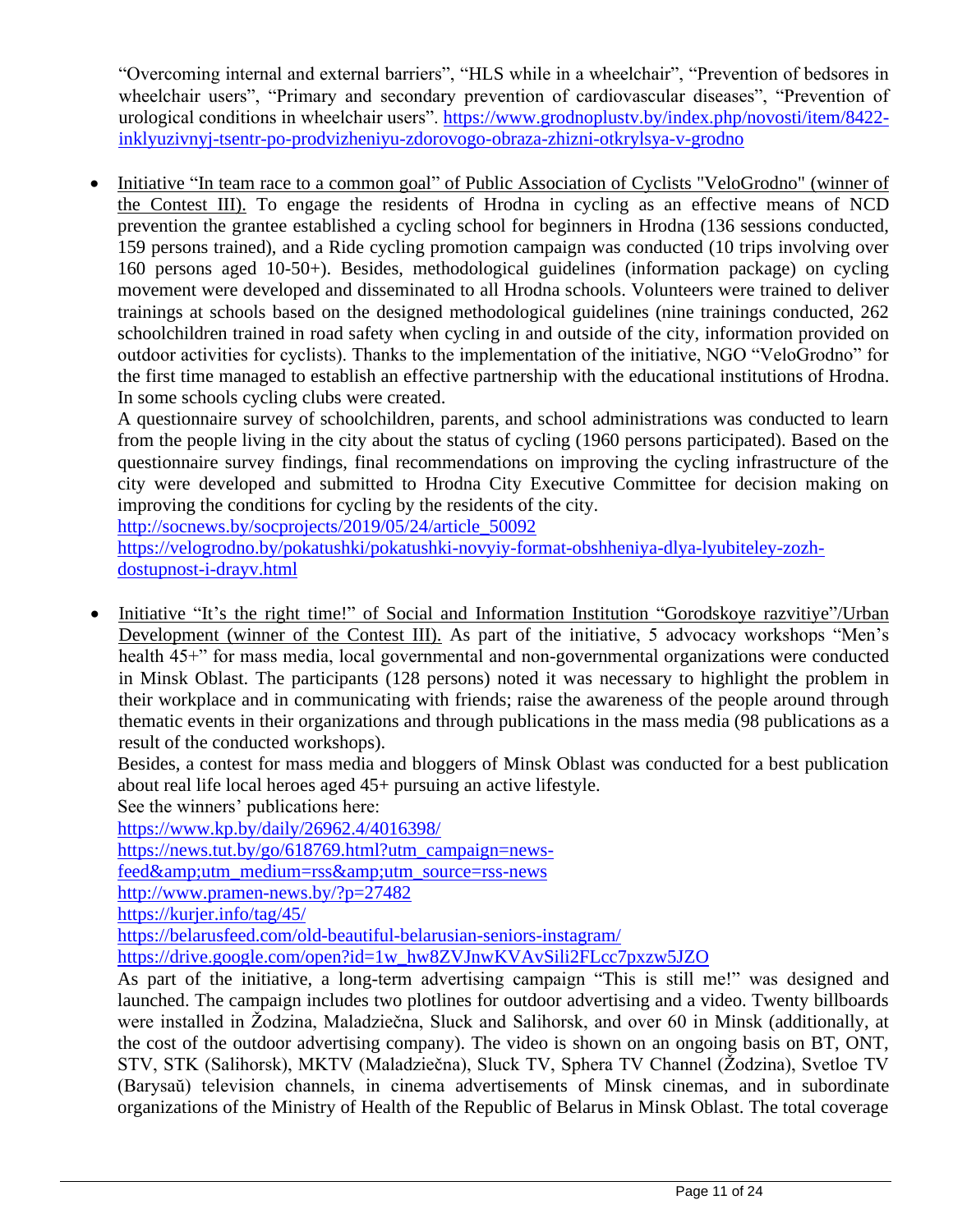"Overcoming internal and external barriers", "HLS while in a wheelchair", "Prevention of bedsores in wheelchair users", "Primary and secondary prevention of cardiovascular diseases", "Prevention of urological conditions in wheelchair users". https://www.grodnoplustv.by/index.php/novosti/item/8422-inklyuzivnyj-tsentr-po-prodvizheniyu-zdorovogo-obraza-zhizni-otkrylsya-v-grodno

- Initiative "In team race to a common goal" of Public Association of Cyclists "VeloGrodno" (winner of the Contest III). To engage the residents of Hrodna in cycling as an effective means of NCD prevention the grantee established a cycling school for beginners in Hrodna (136 sessions conducted, 159 persons trained), and a Ride cycling promotion campaign was conducted (10 trips involving over 160 persons aged 10-50+). Besides, methodological guidelines (information package) on cycling movement were developed and disseminated to all Hrodna schools. Volunteers were trained to deliver trainings at schools based on the designed methodological guidelines (nine trainings conducted, 262 schoolchildren trained in road safety when cycling in and outside of the city, information provided on outdoor activities for cyclists). Thanks to the implementation of the initiative, NGO "VeloGrodno" for the first time managed to establish an effective partnership with the educational institutions of Hrodna. In some schools cycling clubs were created.

  A questionnaire survey of schoolchildren, parents, and school administrations was conducted to learn from the people living in the city about the status of cycling (1960 persons participated). Based on the questionnaire survey findings, final recommendations on improving the cycling infrastructure of the city were developed and submitted to Hrodna City Executive Committee for decision making on improving the conditions for cycling by the residents of the city.

  http://socnews.by/socprojects/2019/05/24/article_50092
  https://velogrodno.by/pokatushki/pokatushki-novyiy-format-obshheniya-dlya-lyubiteley-zozh-dostupnost-i-drayv.html

- Initiative "It's the right time!" of Social and Information Institution "Gorodskoye razvitiye"/Urban Development (winner of the Contest III). As part of the initiative, 5 advocacy workshops "Men's health 45+" for mass media, local governmental and non-governmental organizations were conducted in Minsk Oblast. The participants (128 persons) noted it was necessary to highlight the problem in their workplace and in communicating with friends; raise the awareness of the people around through thematic events in their organizations and through publications in the mass media (98 publications as a result of the conducted workshops).

  Besides, a contest for mass media and bloggers of Minsk Oblast was conducted for a best publication about real life local heroes aged 45+ pursuing an active lifestyle.

  See the winners' publications here:
  https://www.kp.by/daily/26962.4/4016398/
  https://news.tut.by/go/618769.html?utm_campaign=news-feed&amp;utm_medium=rss&amp;utm_source=rss-news
  http://www.pramen-news.by/?p=27482
  https://kurjer.info/tag/45/
  https://belarusfeed.com/old-beautiful-belarusian-seniors-instagram/
  https://drive.google.com/open?id=1w_hw8ZVJnwKVAvSili2FLcc7pxzw5JZO

  As part of the initiative, a long-term advertising campaign "This is still me!" was designed and launched. The campaign includes two plotlines for outdoor advertising and a video. Twenty billboards were installed in Žodzina, Maladziečna, Sluck and Salihorsk, and over 60 in Minsk (additionally, at the cost of the outdoor advertising company). The video is shown on an ongoing basis on BT, ONT, STV, STK (Salihorsk), MKTV (Maladziečna), Sluck TV, Sphera TV Channel (Žodzina), Svetloe TV (Barysaŭ) television channels, in cinema advertisements of Minsk cinemas, and in subordinate organizations of the Ministry of Health of the Republic of Belarus in Minsk Oblast. The total coverage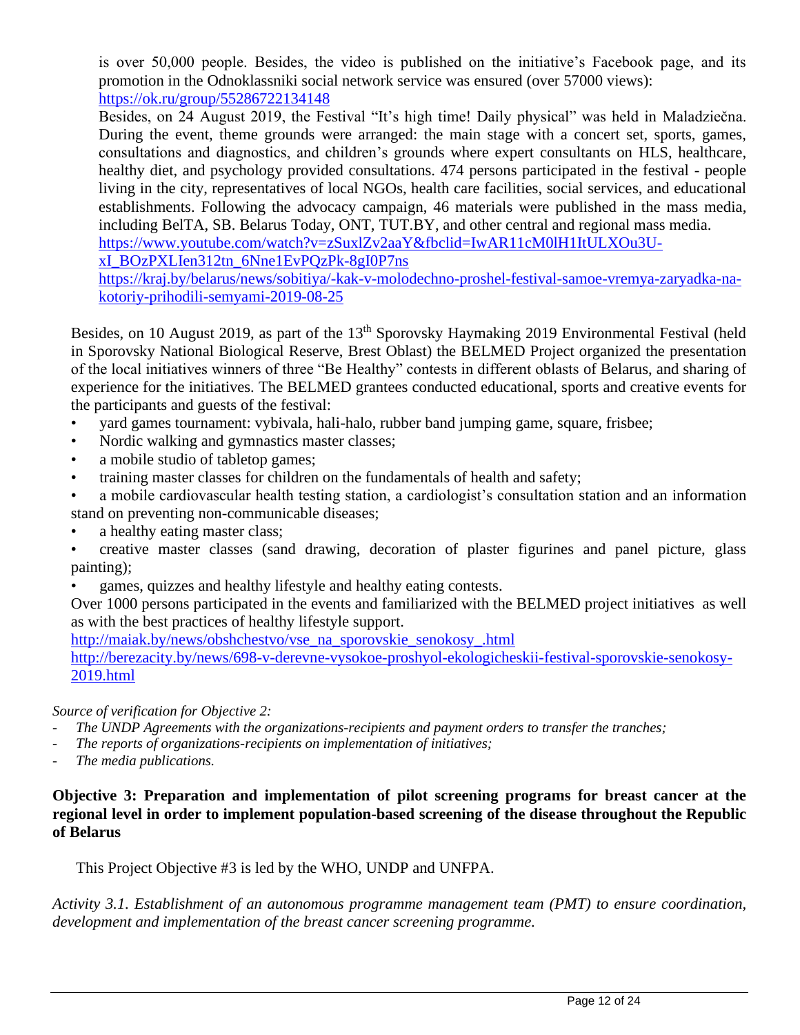is over 50,000 people. Besides, the video is published on the initiative's Facebook page, and its promotion in the Odnoklassniki social network service was ensured (over 57000 views): https://ok.ru/group/55286722134148

Besides, on 24 August 2019, the Festival "It's high time! Daily physical" was held in Maladziečna. During the event, theme grounds were arranged: the main stage with a concert set, sports, games, consultations and diagnostics, and children's grounds where expert consultants on HLS, healthcare, healthy diet, and psychology provided consultations. 474 persons participated in the festival - people living in the city, representatives of local NGOs, health care facilities, social services, and educational establishments. Following the advocacy campaign, 46 materials were published in the mass media, including BelTA, SB. Belarus Today, ONT, TUT.BY, and other central and regional mass media.
https://www.youtube.com/watch?v=zSuxlZv2aaY&fbclid=IwAR11cM0lH1ItULXOu3U-xI_BOzPXLIen312tn_6Nne1EvPQzPk-8gI0P7ns
https://kraj.by/belarus/news/sobitiya/-kak-v-molodechno-proshel-festival-samoe-vremya-zaryadka-na-kotoriy-prihodili-semyami-2019-08-25

Besides, on 10 August 2019, as part of the 13th Sporovsky Haymaking 2019 Environmental Festival (held in Sporovsky National Biological Reserve, Brest Oblast) the BELMED Project organized the presentation of the local initiatives winners of three "Be Healthy" contests in different oblasts of Belarus, and sharing of experience for the initiatives. The BELMED grantees conducted educational, sports and creative events for the participants and guests of the festival:

- yard games tournament: vybivala, hali-halo, rubber band jumping game, square, frisbee;
- Nordic walking and gymnastics master classes;
- a mobile studio of tabletop games;
- training master classes for children on the fundamentals of health and safety;
- a mobile cardiovascular health testing station, a cardiologist's consultation station and an information stand on preventing non-communicable diseases;
- a healthy eating master class;
- creative master classes (sand drawing, decoration of plaster figurines and panel picture, glass painting);
- games, quizzes and healthy lifestyle and healthy eating contests.

Over 1000 persons participated in the events and familiarized with the BELMED project initiatives as well as with the best practices of healthy lifestyle support.
http://maiak.by/news/obshchestvo/vse_na_sporovskie_senokosy_.html
http://berezacity.by/news/698-v-derevne-vysokoe-proshyol-ekologicheskii-festival-sporovskie-senokosy-2019.html

*Source of verification for Objective 2:*

- *The UNDP Agreements with the organizations-recipients and payment orders to transfer the tranches;*
- *The reports of organizations-recipients on implementation of initiatives;*
- *The media publications.*

**Objective 3: Preparation and implementation of pilot screening programs for breast cancer at the regional level in order to implement population-based screening of the disease throughout the Republic of Belarus**

This Project Objective #3 is led by the WHO, UNDP and UNFPA.

*Activity 3.1. Establishment of an autonomous programme management team (PMT) to ensure coordination, development and implementation of the breast cancer screening programme.*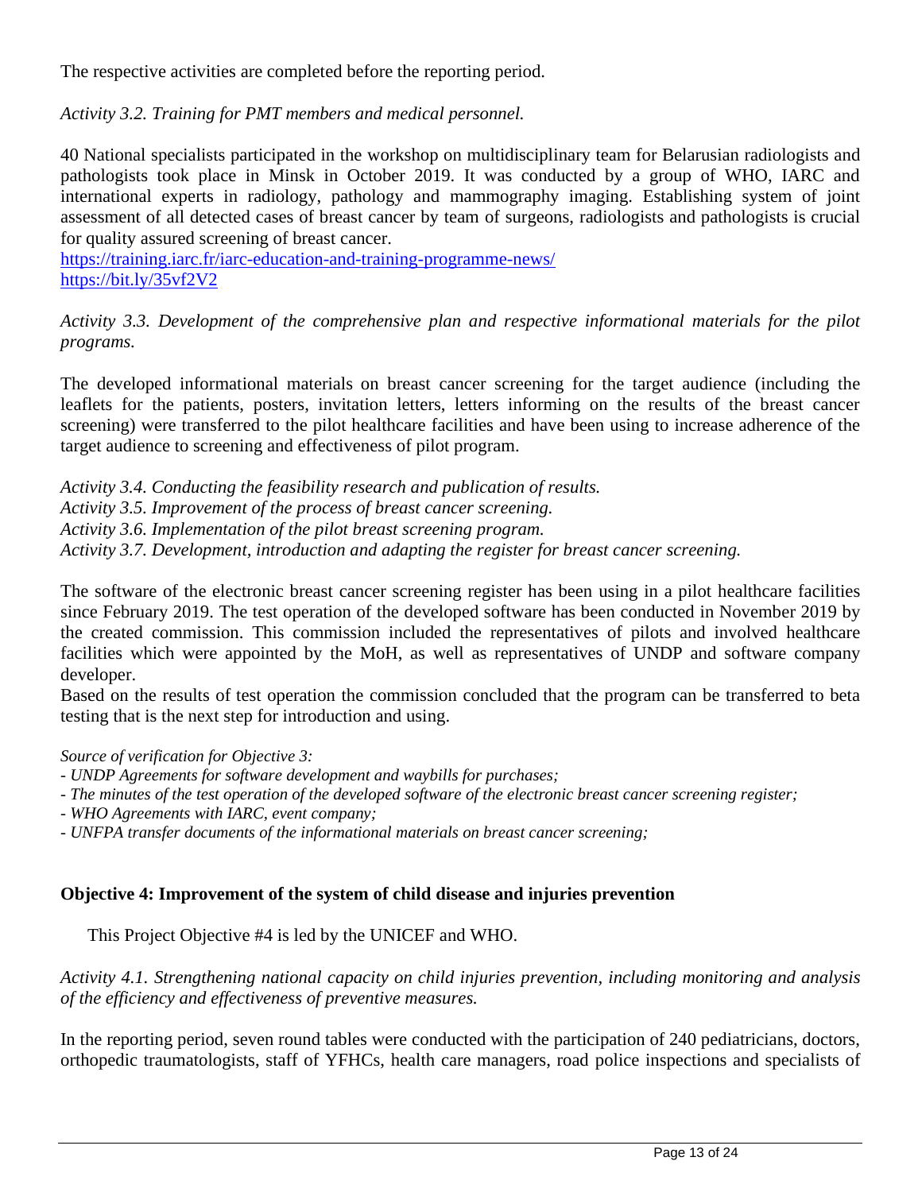The respective activities are completed before the reporting period.

*Activity 3.2. Training for PMT members and medical personnel.*

40 National specialists participated in the workshop on multidisciplinary team for Belarusian radiologists and pathologists took place in Minsk in October 2019. It was conducted by a group of WHO, IARC and international experts in radiology, pathology and mammography imaging. Establishing system of joint assessment of all detected cases of breast cancer by team of surgeons, radiologists and pathologists is crucial for quality assured screening of breast cancer.
https://training.iarc.fr/iarc-education-and-training-programme-news/
https://bit.ly/35vf2V2

*Activity 3.3. Development of the comprehensive plan and respective informational materials for the pilot programs.*

The developed informational materials on breast cancer screening for the target audience (including the leaflets for the patients, posters, invitation letters, letters informing on the results of the breast cancer screening) were transferred to the pilot healthcare facilities and have been using to increase adherence of the target audience to screening and effectiveness of pilot program.

*Activity 3.4. Conducting the feasibility research and publication of results.*
*Activity 3.5. Improvement of the process of breast cancer screening.*
*Activity 3.6. Implementation of the pilot breast screening program.*
*Activity 3.7. Development, introduction and adapting the register for breast cancer screening.*

The software of the electronic breast cancer screening register has been using in a pilot healthcare facilities since February 2019. The test operation of the developed software has been conducted in November 2019 by the created commission. This commission included the representatives of pilots and involved healthcare facilities which were appointed by the MoH, as well as representatives of UNDP and software company developer.
Based on the results of test operation the commission concluded that the program can be transferred to beta testing that is the next step for introduction and using.

*Source of verification for Objective 3:*
*- UNDP Agreements for software development and waybills for purchases;*
*- The minutes of the test operation of the developed software of the electronic breast cancer screening register;*
*- WHO Agreements with IARC, event company;*
*- UNFPA transfer documents of the informational materials on breast cancer screening;*

**Objective 4: Improvement of the system of child disease and injuries prevention**

This Project Objective #4 is led by the UNICEF and WHO.

*Activity 4.1. Strengthening national capacity on child injuries prevention, including monitoring and analysis of the efficiency and effectiveness of preventive measures.*

In the reporting period, seven round tables were conducted with the participation of 240 pediatricians, doctors, orthopedic traumatologists, staff of YFHCs, health care managers, road police inspections and specialists of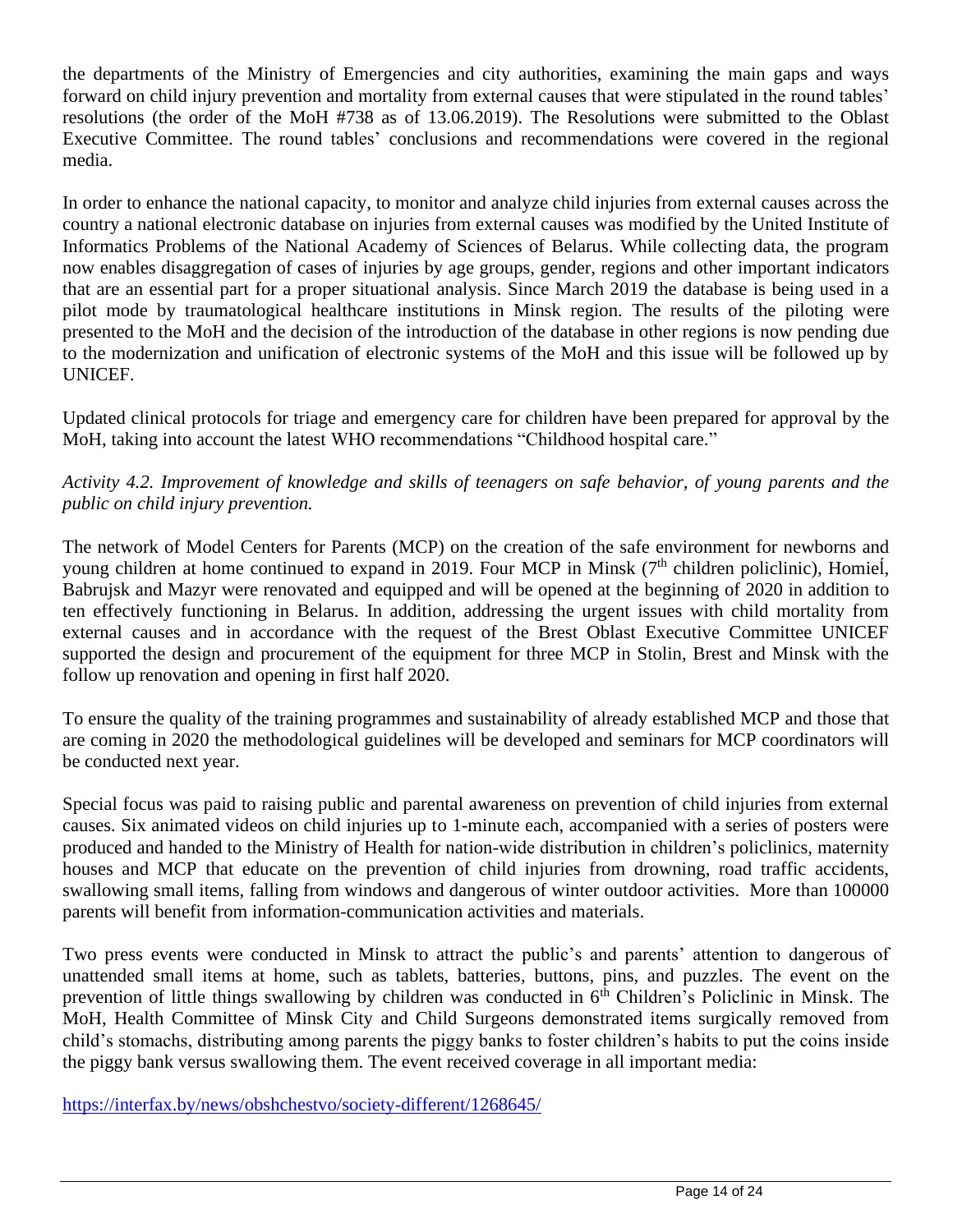the departments of the Ministry of Emergencies and city authorities, examining the main gaps and ways forward on child injury prevention and mortality from external causes that were stipulated in the round tables' resolutions (the order of the MoH #738 as of 13.06.2019). The Resolutions were submitted to the Oblast Executive Committee. The round tables' conclusions and recommendations were covered in the regional media.

In order to enhance the national capacity, to monitor and analyze child injuries from external causes across the country a national electronic database on injuries from external causes was modified by the United Institute of Informatics Problems of the National Academy of Sciences of Belarus. While collecting data, the program now enables disaggregation of cases of injuries by age groups, gender, regions and other important indicators that are an essential part for a proper situational analysis. Since March 2019 the database is being used in a pilot mode by traumatological healthcare institutions in Minsk region. The results of the piloting were presented to the MoH and the decision of the introduction of the database in other regions is now pending due to the modernization and unification of electronic systems of the MoH and this issue will be followed up by UNICEF.

Updated clinical protocols for triage and emergency care for children have been prepared for approval by the MoH, taking into account the latest WHO recommendations "Childhood hospital care."

*Activity 4.2. Improvement of knowledge and skills of teenagers on safe behavior, of young parents and the public on child injury prevention.*

The network of Model Centers for Parents (MCP) on the creation of the safe environment for newborns and young children at home continued to expand in 2019. Four MCP in Minsk (7th children policlinic), Homieĺ, Babrujsk and Mazyr were renovated and equipped and will be opened at the beginning of 2020 in addition to ten effectively functioning in Belarus. In addition, addressing the urgent issues with child mortality from external causes and in accordance with the request of the Brest Oblast Executive Committee UNICEF supported the design and procurement of the equipment for three MCP in Stolin, Brest and Minsk with the follow up renovation and opening in first half 2020.

To ensure the quality of the training programmes and sustainability of already established MCP and those that are coming in 2020 the methodological guidelines will be developed and seminars for MCP coordinators will be conducted next year.

Special focus was paid to raising public and parental awareness on prevention of child injuries from external causes. Six animated videos on child injuries up to 1-minute each, accompanied with a series of posters were produced and handed to the Ministry of Health for nation-wide distribution in children's policlinics, maternity houses and MCP that educate on the prevention of child injuries from drowning, road traffic accidents, swallowing small items, falling from windows and dangerous of winter outdoor activities. More than 100000 parents will benefit from information-communication activities and materials.

Two press events were conducted in Minsk to attract the public's and parents' attention to dangerous of unattended small items at home, such as tablets, batteries, buttons, pins, and puzzles. The event on the prevention of little things swallowing by children was conducted in 6th Children's Policlinic in Minsk. The MoH, Health Committee of Minsk City and Child Surgeons demonstrated items surgically removed from child's stomachs, distributing among parents the piggy banks to foster children's habits to put the coins inside the piggy bank versus swallowing them. The event received coverage in all important media:

https://interfax.by/news/obshchestvo/society-different/1268645/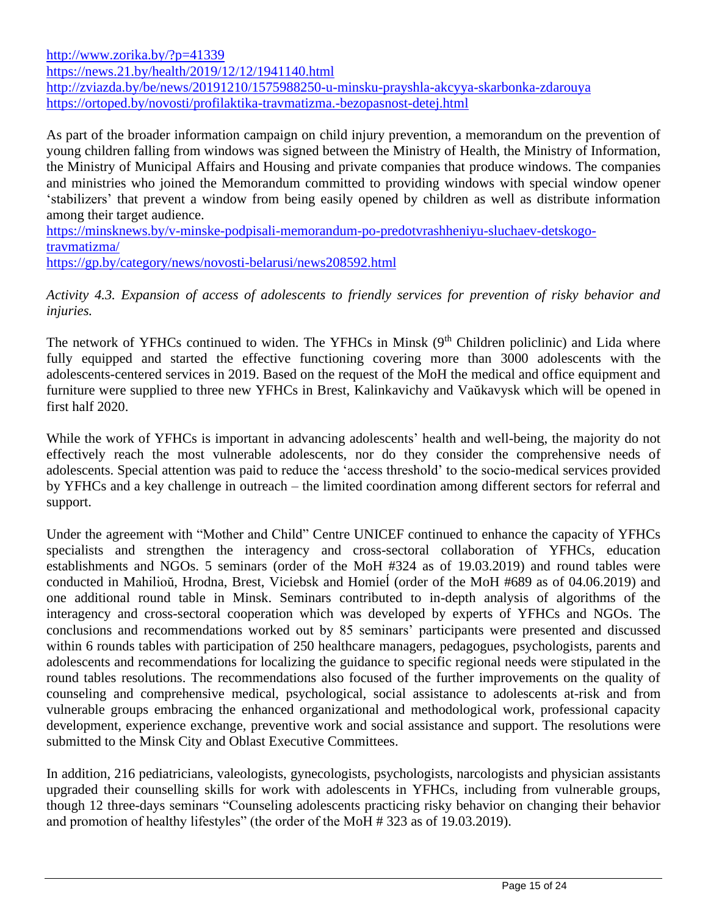http://www.zorika.by/?p=41339
https://news.21.by/health/2019/12/12/1941140.html
http://zviazda.by/be/news/20191210/1575988250-u-minsku-prayshla-akcyya-skarbonka-zdarouya
https://ortoped.by/novosti/profilaktika-travmatizma.-bezopasnost-detej.html

As part of the broader information campaign on child injury prevention, a memorandum on the prevention of young children falling from windows was signed between the Ministry of Health, the Ministry of Information, the Ministry of Municipal Affairs and Housing and private companies that produce windows. The companies and ministries who joined the Memorandum committed to providing windows with special window opener 'stabilizers' that prevent a window from being easily opened by children as well as distribute information among their target audience.
https://minsknews.by/v-minske-podpisali-memorandum-po-predotvrashheniyu-sluchaev-detskogo-travmatizma/
https://gp.by/category/news/novosti-belarusi/news208592.html

*Activity 4.3. Expansion of access of adolescents to friendly services for prevention of risky behavior and injuries.*

The network of YFHCs continued to widen. The YFHCs in Minsk (9th Children policlinic) and Lida where fully equipped and started the effective functioning covering more than 3000 adolescents with the adolescents-centered services in 2019. Based on the request of the MoH the medical and office equipment and furniture were supplied to three new YFHCs in Brest, Kalinkavichy and Vaŭkavysk which will be opened in first half 2020.

While the work of YFHCs is important in advancing adolescents' health and well-being, the majority do not effectively reach the most vulnerable adolescents, nor do they consider the comprehensive needs of adolescents. Special attention was paid to reduce the 'access threshold' to the socio-medical services provided by YFHCs and a key challenge in outreach – the limited coordination among different sectors for referral and support.

Under the agreement with "Mother and Child" Centre UNICEF continued to enhance the capacity of YFHCs specialists and strengthen the interagency and cross-sectoral collaboration of YFHCs, education establishments and NGOs. 5 seminars (order of the MoH #324 as of 19.03.2019) and round tables were conducted in Mahilioŭ, Hrodna, Brest, Viciebsk and Homieĺ (order of the MoH #689 as of 04.06.2019) and one additional round table in Minsk. Seminars contributed to in-depth analysis of algorithms of the interagency and cross-sectoral cooperation which was developed by experts of YFHCs and NGOs. The conclusions and recommendations worked out by 85 seminars' participants were presented and discussed within 6 rounds tables with participation of 250 healthcare managers, pedagogues, psychologists, parents and adolescents and recommendations for localizing the guidance to specific regional needs were stipulated in the round tables resolutions. The recommendations also focused of the further improvements on the quality of counseling and comprehensive medical, psychological, social assistance to adolescents at-risk and from vulnerable groups embracing the enhanced organizational and methodological work, professional capacity development, experience exchange, preventive work and social assistance and support. The resolutions were submitted to the Minsk City and Oblast Executive Committees.

In addition, 216 pediatricians, valeologists, gynecologists, psychologists, narcologists and physician assistants upgraded their counselling skills for work with adolescents in YFHCs, including from vulnerable groups, though 12 three-days seminars "Counseling adolescents practicing risky behavior on changing their behavior and promotion of healthy lifestyles" (the order of the MoH # 323 as of 19.03.2019).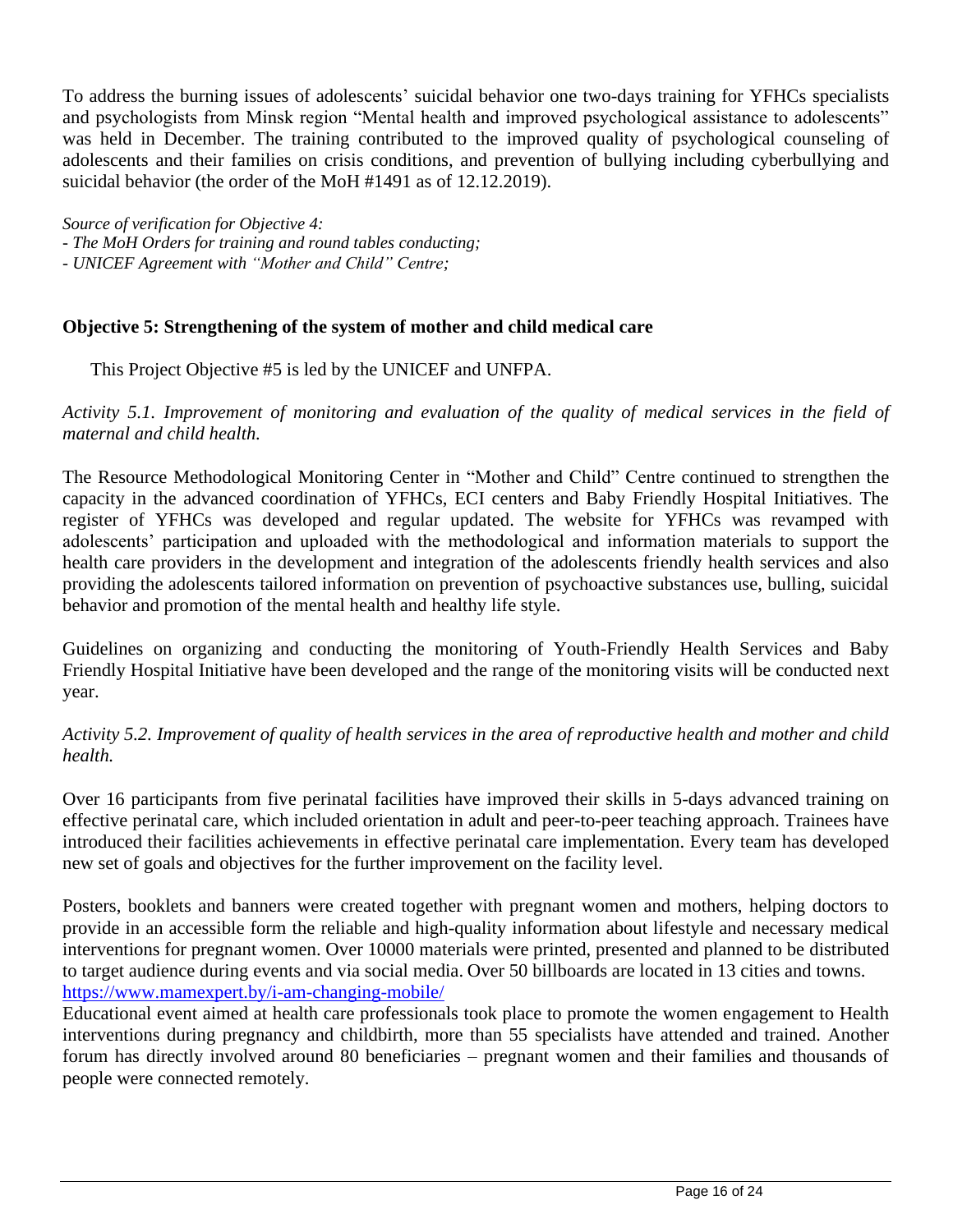To address the burning issues of adolescents' suicidal behavior one two-days training for YFHCs specialists and psychologists from Minsk region "Mental health and improved psychological assistance to adolescents" was held in December. The training contributed to the improved quality of psychological counseling of adolescents and their families on crisis conditions, and prevention of bullying including cyberbullying and suicidal behavior (the order of the MoH #1491 as of 12.12.2019).

*Source of verification for Objective 4:*
*- The MoH Orders for training and round tables conducting;*
*- UNICEF Agreement with "Mother and Child" Centre;*

### Objective 5: Strengthening of the system of mother and child medical care

This Project Objective #5 is led by the UNICEF and UNFPA.

*Activity 5.1. Improvement of monitoring and evaluation of the quality of medical services in the field of maternal and child health.*

The Resource Methodological Monitoring Center in "Mother and Child" Centre continued to strengthen the capacity in the advanced coordination of YFHCs, ECI centers and Baby Friendly Hospital Initiatives. The register of YFHCs was developed and regular updated. The website for YFHCs was revamped with adolescents' participation and uploaded with the methodological and information materials to support the health care providers in the development and integration of the adolescents friendly health services and also providing the adolescents tailored information on prevention of psychoactive substances use, bulling, suicidal behavior and promotion of the mental health and healthy life style.

Guidelines on organizing and conducting the monitoring of Youth-Friendly Health Services and Baby Friendly Hospital Initiative have been developed and the range of the monitoring visits will be conducted next year.

*Activity 5.2. Improvement of quality of health services in the area of reproductive health and mother and child health.*

Over 16 participants from five perinatal facilities have improved their skills in 5-days advanced training on effective perinatal care, which included orientation in adult and peer-to-peer teaching approach. Trainees have introduced their facilities achievements in effective perinatal care implementation. Every team has developed new set of goals and objectives for the further improvement on the facility level.

Posters, booklets and banners were created together with pregnant women and mothers, helping doctors to provide in an accessible form the reliable and high-quality information about lifestyle and necessary medical interventions for pregnant women. Over 10000 materials were printed, presented and planned to be distributed to target audience during events and via social media. Over 50 billboards are located in 13 cities and towns. https://www.mamexpert.by/i-am-changing-mobile/

Educational event aimed at health care professionals took place to promote the women engagement to Health interventions during pregnancy and childbirth, more than 55 specialists have attended and trained. Another forum has directly involved around 80 beneficiaries – pregnant women and their families and thousands of people were connected remotely.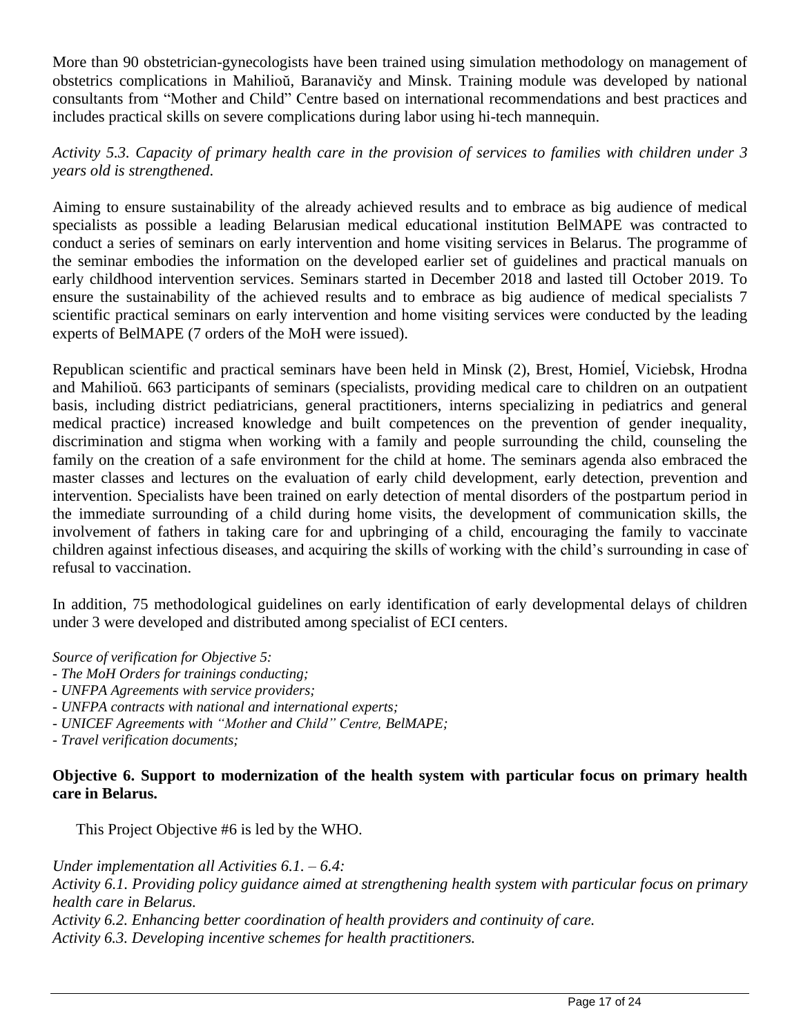More than 90 obstetrician-gynecologists have been trained using simulation methodology on management of obstetrics complications in Mahilioŭ, Baranavičy and Minsk. Training module was developed by national consultants from "Mother and Child" Centre based on international recommendations and best practices and includes practical skills on severe complications during labor using hi-tech mannequin.

*Activity 5.3. Capacity of primary health care in the provision of services to families with children under 3 years old is strengthened.*

Aiming to ensure sustainability of the already achieved results and to embrace as big audience of medical specialists as possible a leading Belarusian medical educational institution BelMAPE was contracted to conduct a series of seminars on early intervention and home visiting services in Belarus. The programme of the seminar embodies the information on the developed earlier set of guidelines and practical manuals on early childhood intervention services. Seminars started in December 2018 and lasted till October 2019. To ensure the sustainability of the achieved results and to embrace as big audience of medical specialists 7 scientific practical seminars on early intervention and home visiting services were conducted by the leading experts of BelMAPE (7 orders of the MoH were issued).

Republican scientific and practical seminars have been held in Minsk (2), Brest, Homieĺ, Viciebsk, Hrodna and Mahilioŭ. 663 participants of seminars (specialists, providing medical care to children on an outpatient basis, including district pediatricians, general practitioners, interns specializing in pediatrics and general medical practice) increased knowledge and built competences on the prevention of gender inequality, discrimination and stigma when working with a family and people surrounding the child, counseling the family on the creation of a safe environment for the child at home. The seminars agenda also embraced the master classes and lectures on the evaluation of early child development, early detection, prevention and intervention. Specialists have been trained on early detection of mental disorders of the postpartum period in the immediate surrounding of a child during home visits, the development of communication skills, the involvement of fathers in taking care for and upbringing of a child, encouraging the family to vaccinate children against infectious diseases, and acquiring the skills of working with the child's surrounding in case of refusal to vaccination.

In addition, 75 methodological guidelines on early identification of early developmental delays of children under 3 were developed and distributed among specialist of ECI centers.

*Source of verification for Objective 5:*
- *The MoH Orders for trainings conducting;*
- *UNFPA Agreements with service providers;*
- *UNFPA contracts with national and international experts;*
- *UNICEF Agreements with "Mother and Child" Centre, BelMAPE;*
- *Travel verification documents;*

**Objective 6. Support to modernization of the health system with particular focus on primary health care in Belarus.**

This Project Objective #6 is led by the WHO.

*Under implementation all Activities 6.1. – 6.4:*
*Activity 6.1. Providing policy guidance aimed at strengthening health system with particular focus on primary health care in Belarus.*
*Activity 6.2. Enhancing better coordination of health providers and continuity of care.*
*Activity 6.3. Developing incentive schemes for health practitioners.*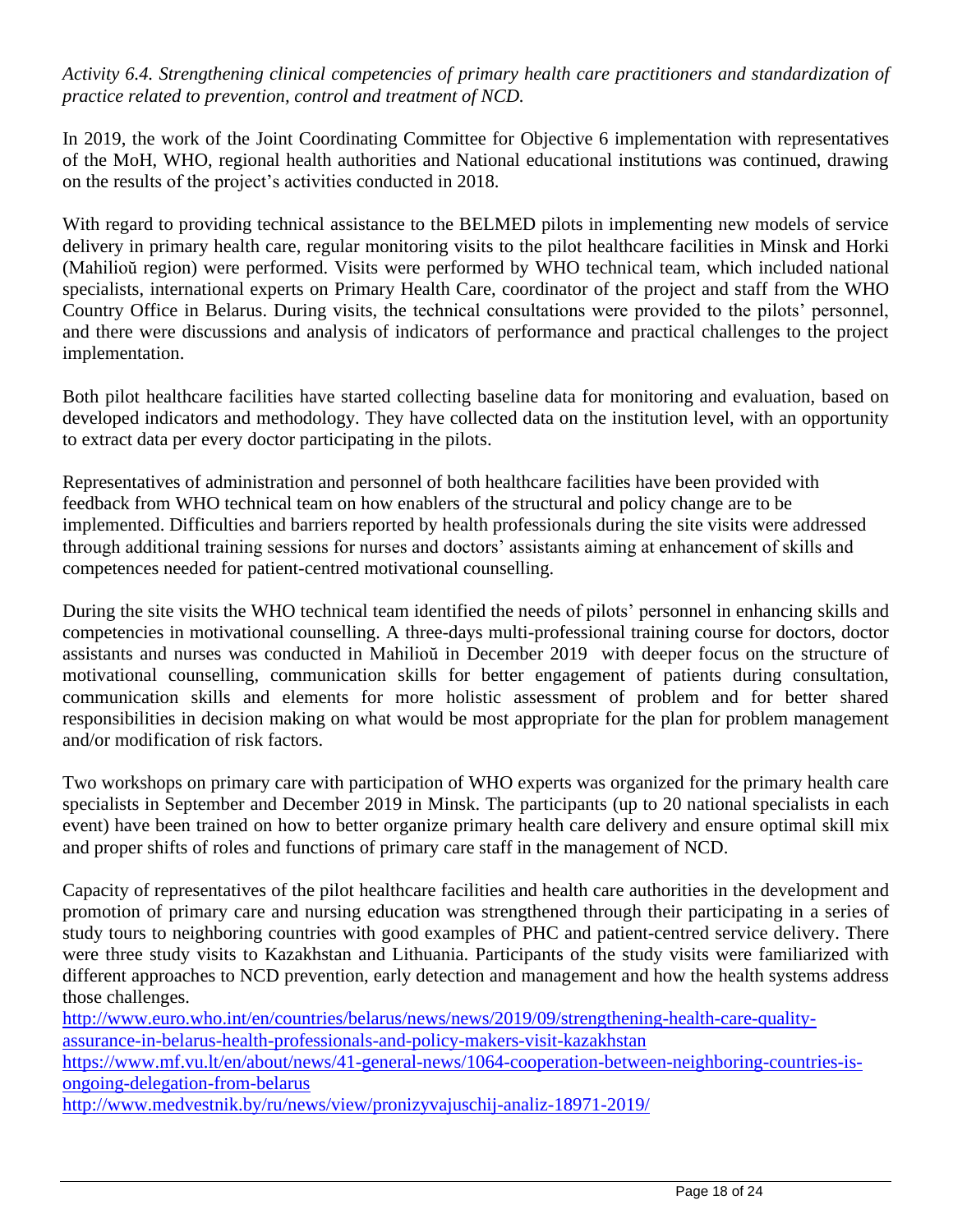*Activity 6.4. Strengthening clinical competencies of primary health care practitioners and standardization of practice related to prevention, control and treatment of NCD.*

In 2019, the work of the Joint Coordinating Committee for Objective 6 implementation with representatives of the MoH, WHO, regional health authorities and National educational institutions was continued, drawing on the results of the project's activities conducted in 2018.

With regard to providing technical assistance to the BELMED pilots in implementing new models of service delivery in primary health care, regular monitoring visits to the pilot healthcare facilities in Minsk and Horki (Mahilioŭ region) were performed. Visits were performed by WHO technical team, which included national specialists, international experts on Primary Health Care, coordinator of the project and staff from the WHO Country Office in Belarus. During visits, the technical consultations were provided to the pilots' personnel, and there were discussions and analysis of indicators of performance and practical challenges to the project implementation.

Both pilot healthcare facilities have started collecting baseline data for monitoring and evaluation, based on developed indicators and methodology. They have collected data on the institution level, with an opportunity to extract data per every doctor participating in the pilots.

Representatives of administration and personnel of both healthcare facilities have been provided with feedback from WHO technical team on how enablers of the structural and policy change are to be implemented. Difficulties and barriers reported by health professionals during the site visits were addressed through additional training sessions for nurses and doctors' assistants aiming at enhancement of skills and competences needed for patient-centred motivational counselling.

During the site visits the WHO technical team identified the needs of pilots' personnel in enhancing skills and competencies in motivational counselling. A three-days multi-professional training course for doctors, doctor assistants and nurses was conducted in Mahilioŭ in December 2019 with deeper focus on the structure of motivational counselling, communication skills for better engagement of patients during consultation, communication skills and elements for more holistic assessment of problem and for better shared responsibilities in decision making on what would be most appropriate for the plan for problem management and/or modification of risk factors.

Two workshops on primary care with participation of WHO experts was organized for the primary health care specialists in September and December 2019 in Minsk. The participants (up to 20 national specialists in each event) have been trained on how to better organize primary health care delivery and ensure optimal skill mix and proper shifts of roles and functions of primary care staff in the management of NCD.

Capacity of representatives of the pilot healthcare facilities and health care authorities in the development and promotion of primary care and nursing education was strengthened through their participating in a series of study tours to neighboring countries with good examples of PHC and patient-centred service delivery. There were three study visits to Kazakhstan and Lithuania. Participants of the study visits were familiarized with different approaches to NCD prevention, early detection and management and how the health systems address those challenges.
http://www.euro.who.int/en/countries/belarus/news/news/2019/09/strengthening-health-care-quality-assurance-in-belarus-health-professionals-and-policy-makers-visit-kazakhstan
https://www.mf.vu.lt/en/about/news/41-general-news/1064-cooperation-between-neighboring-countries-is-ongoing-delegation-from-belarus
http://www.medvestnik.by/ru/news/view/pronizyvajuschij-analiz-18971-2019/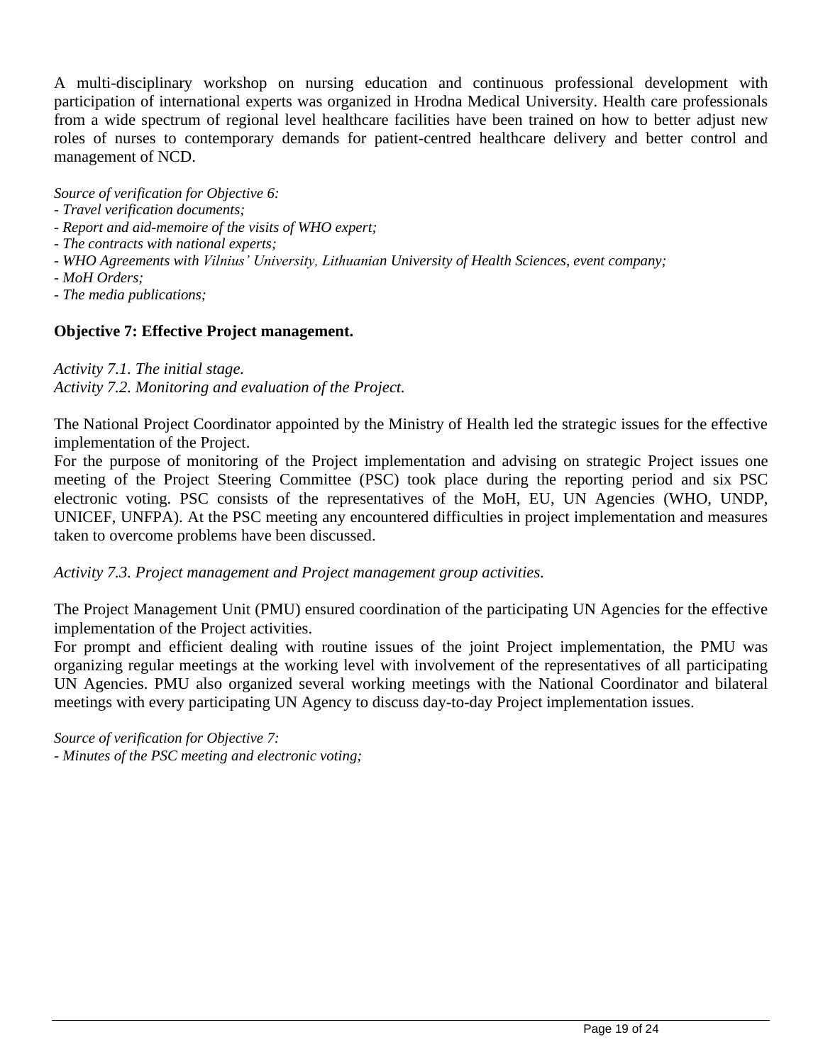A multi-disciplinary workshop on nursing education and continuous professional development with participation of international experts was organized in Hrodna Medical University. Health care professionals from a wide spectrum of regional level healthcare facilities have been trained on how to better adjust new roles of nurses to contemporary demands for patient-centred healthcare delivery and better control and management of NCD.

*Source of verification for Objective 6:*
- *Travel verification documents;*
- *Report and aid-memoire of the visits of WHO expert;*
- *The contracts with national experts;*
- *WHO Agreements with Vilnius' University, Lithuanian University of Health Sciences, event company;*
- *MoH Orders;*
- *The media publications;*

**Objective 7: Effective Project management.**

*Activity 7.1. The initial stage.*
*Activity 7.2. Monitoring and evaluation of the Project.*

The National Project Coordinator appointed by the Ministry of Health led the strategic issues for the effective implementation of the Project.
For the purpose of monitoring of the Project implementation and advising on strategic Project issues one meeting of the Project Steering Committee (PSC) took place during the reporting period and six PSC electronic voting. PSC consists of the representatives of the MoH, EU, UN Agencies (WHO, UNDP, UNICEF, UNFPA). At the PSC meeting any encountered difficulties in project implementation and measures taken to overcome problems have been discussed.

*Activity 7.3. Project management and Project management group activities.*

The Project Management Unit (PMU) ensured coordination of the participating UN Agencies for the effective implementation of the Project activities.
For prompt and efficient dealing with routine issues of the joint Project implementation, the PMU was organizing regular meetings at the working level with involvement of the representatives of all participating UN Agencies. PMU also organized several working meetings with the National Coordinator and bilateral meetings with every participating UN Agency to discuss day-to-day Project implementation issues.

*Source of verification for Objective 7:*
- *Minutes of the PSC meeting and electronic voting;*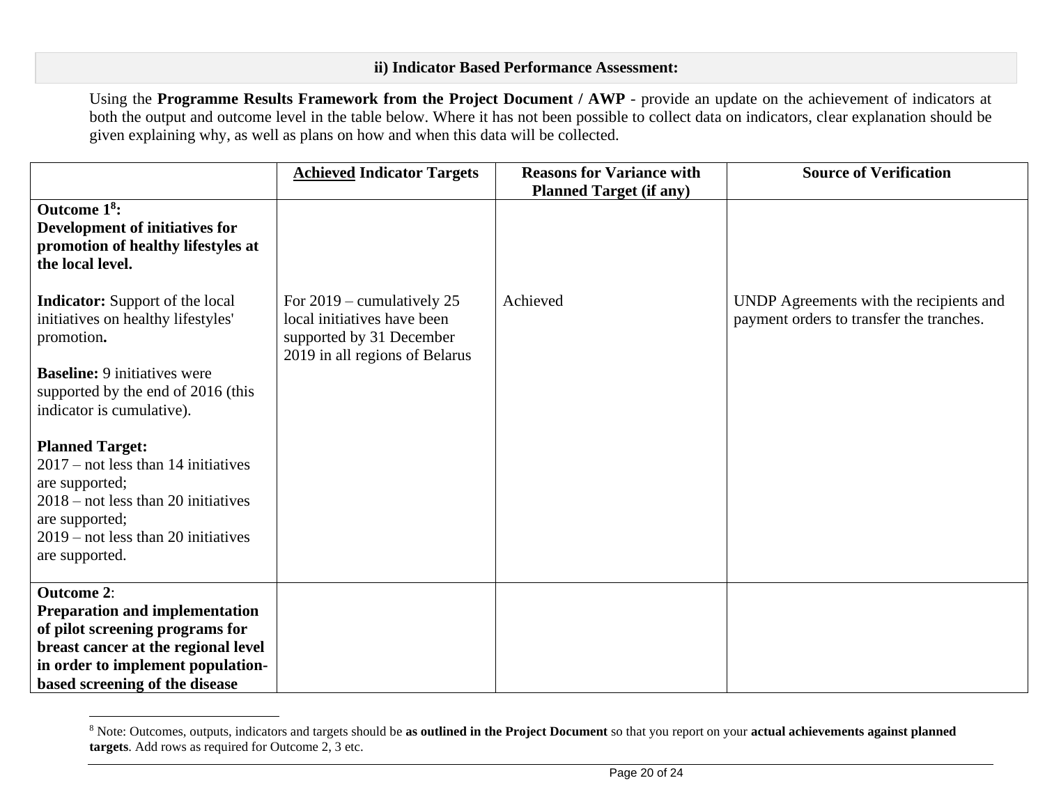### ii) Indicator Based Performance Assessment:

Using the **Programme Results Framework from the Project Document / AWP** - provide an update on the achievement of indicators at both the output and outcome level in the table below. Where it has not been possible to collect data on indicators, clear explanation should be given explaining why, as well as plans on how and when this data will be collected.

| | **Achieved Indicator Targets** | **Reasons for Variance with Planned Target (if any)** | **Source of Verification** |
|---|---|---|---|
| **Outcome 1[8]:** **Development of initiatives for promotion of healthy lifestyles at the local level.** <br><br> **Indicator:** Support of the local initiatives on healthy lifestyles' promotion**.** <br><br> **Baseline:** 9 initiatives were supported by the end of 2016 (this indicator is cumulative). <br><br> **Planned Target:** <br> 2017 – not less than 14 initiatives are supported; <br> 2018 – not less than 20 initiatives are supported; <br> 2019 – not less than 20 initiatives are supported. | For 2019 – cumulatively 25 local initiatives have been supported by 31 December 2019 in all regions of Belarus | Achieved | UNDP Agreements with the recipients and payment orders to transfer the tranches. |
| **Outcome 2**: **Preparation and implementation of pilot screening programs for breast cancer at the regional level in order to implement population-based screening of the disease** | | | |

[8] Note: Outcomes, outputs, indicators and targets should be **as outlined in the Project Document** so that you report on your **actual achievements against planned targets**. Add rows as required for Outcome 2, 3 etc.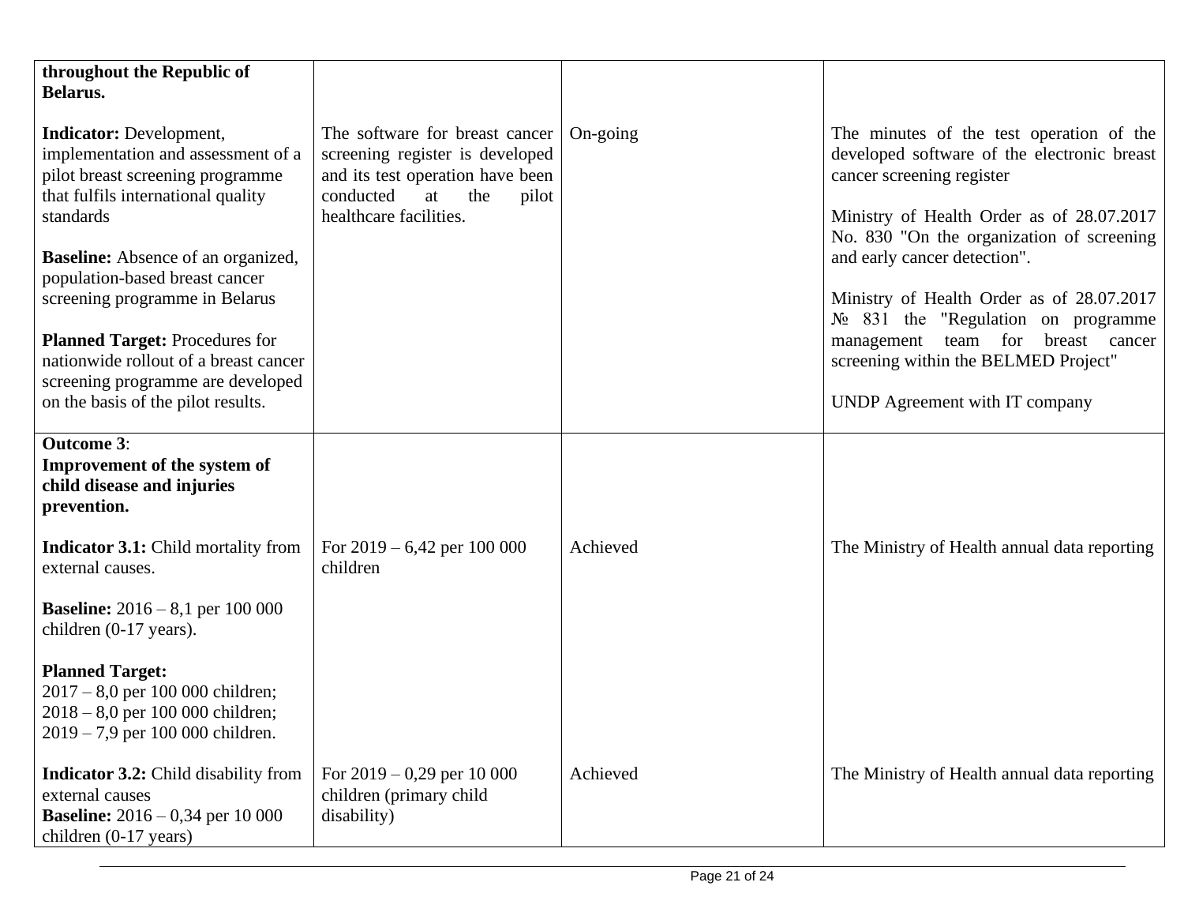| | | | |
|---|---|---|---|
| **throughout the Republic of Belarus.**<br><br>**Indicator:** Development, implementation and assessment of a pilot breast screening programme that fulfils international quality standards<br><br>**Baseline:** Absence of an organized, population-based breast cancer screening programme in Belarus<br><br>**Planned Target:** Procedures for nationwide rollout of a breast cancer screening programme are developed on the basis of the pilot results. | The software for breast cancer screening register is developed and its test operation have been conducted at the pilot healthcare facilities. | On-going | The minutes of the test operation of the developed software of the electronic breast cancer screening register<br><br>Ministry of Health Order as of 28.07.2017 No. 830 "On the organization of screening and early cancer detection".<br><br>Ministry of Health Order as of 28.07.2017 № 831 the "Regulation on programme management team for breast cancer screening within the BELMED Project"<br><br>UNDP Agreement with IT company |
| **Outcome 3**:<br>**Improvement of the system of child disease and injuries prevention.**<br><br>**Indicator 3.1:** Child mortality from external causes.<br><br>**Baseline:** 2016 – 8,1 per 100 000 children (0-17 years).<br><br>**Planned Target:**<br>2017 – 8,0 per 100 000 children;<br>2018 – 8,0 per 100 000 children;<br>2019 – 7,9 per 100 000 children. | For 2019 – 6,42 per 100 000 children | Achieved | The Ministry of Health annual data reporting |
| **Indicator 3.2:** Child disability from external causes<br>**Baseline:** 2016 – 0,34 per 10 000 children (0-17 years) | For 2019 – 0,29 per 10 000 children (primary child disability) | Achieved | The Ministry of Health annual data reporting |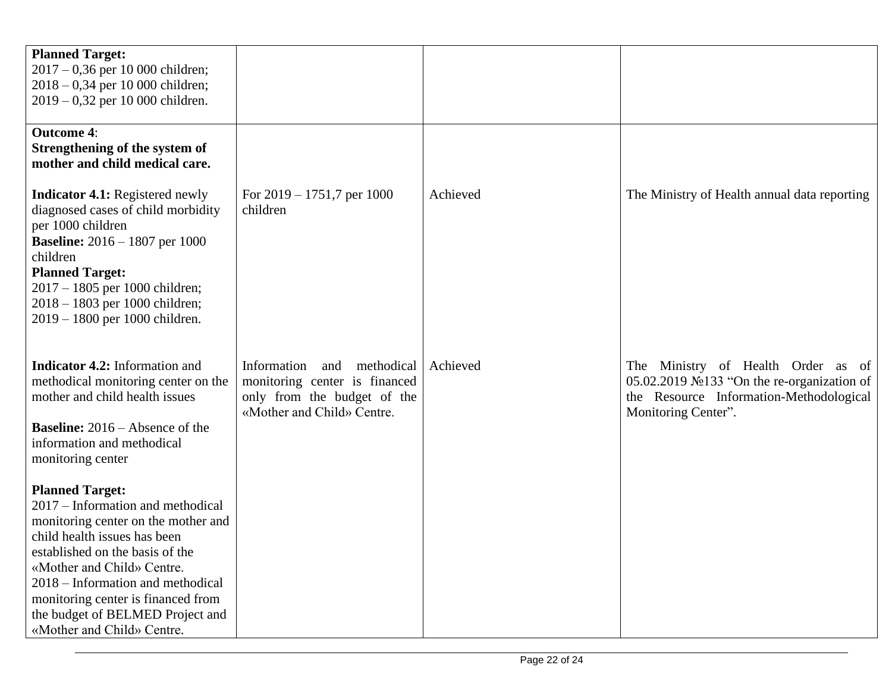| | | | |
|---|---|---|---|
| **Planned Target:**<br>2017 – 0,36 per 10 000 children;<br>2018 – 0,34 per 10 000 children;<br>2019 – 0,32 per 10 000 children. | | | |
| **Outcome 4**:<br>**Strengthening of the system of mother and child medical care.**<br><br>**Indicator 4.1:** Registered newly diagnosed cases of child morbidity per 1000 children<br>**Baseline:** 2016 – 1807 per 1000 children<br>**Planned Target:**<br>2017 – 1805 per 1000 children;<br>2018 – 1803 per 1000 children;<br>2019 – 1800 per 1000 children. | For 2019 – 1751,7 per 1000 children | Achieved | The Ministry of Health annual data reporting |
| **Indicator 4.2:** Information and methodical monitoring center on the mother and child health issues<br><br>**Baseline:** 2016 – Absence of the information and methodical monitoring center<br><br>**Planned Target:**<br>2017 – Information and methodical monitoring center on the mother and child health issues has been established on the basis of the «Mother and Child» Centre.<br>2018 – Information and methodical monitoring center is financed from the budget of BELMED Project and «Mother and Child» Centre. | Information and methodical monitoring center is financed only from the budget of the «Mother and Child» Centre. | Achieved | The Ministry of Health Order as of 05.02.2019 №133 "On the re-organization of the Resource Information-Methodological Monitoring Center". |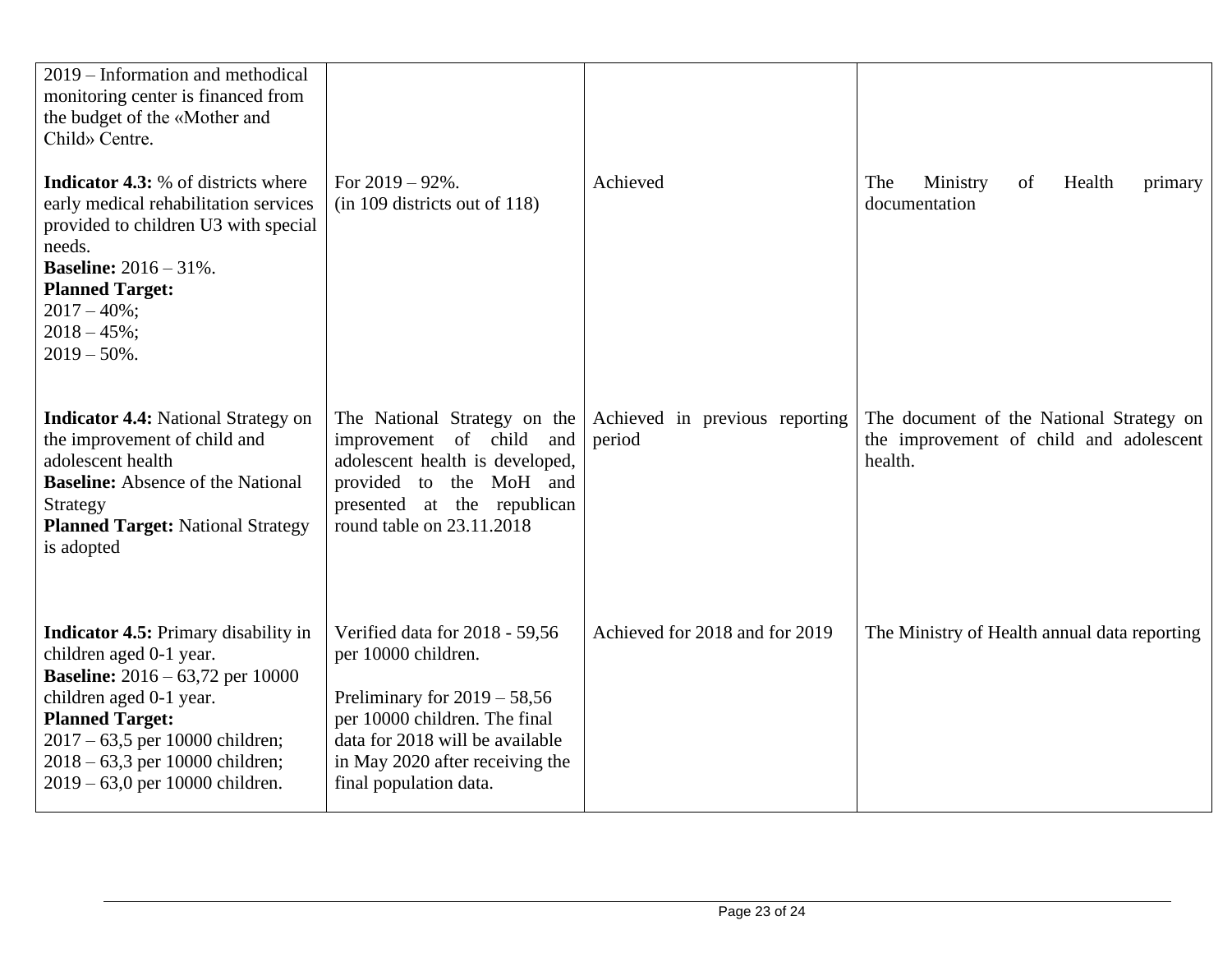| | | | |
|---|---|---|---|
| 2019 – Information and methodical monitoring center is financed from the budget of the «Mother and Child» Centre.<br><br>**Indicator 4.3:** % of districts where early medical rehabilitation services provided to children U3 with special needs.<br>**Baseline:** 2016 – 31%.<br>**Planned Target:**<br>2017 – 40%;<br>2018 – 45%;<br>2019 – 50%. | For 2019 – 92%.<br>(in 109 districts out of 118) | Achieved | The Ministry of Health primary documentation |
| **Indicator 4.4:** National Strategy on the improvement of child and adolescent health<br>**Baseline:** Absence of the National Strategy<br>**Planned Target:** National Strategy is adopted | The National Strategy on the improvement of child and adolescent health is developed, provided to the MoH and presented at the republican round table on 23.11.2018 | Achieved in previous reporting period | The document of the National Strategy on the improvement of child and adolescent health. |
| **Indicator 4.5:** Primary disability in children aged 0-1 year.<br>**Baseline:** 2016 – 63,72 per 10000 children aged 0-1 year.<br>**Planned Target:**<br>2017 – 63,5 per 10000 children;<br>2018 – 63,3 per 10000 children;<br>2019 – 63,0 per 10000 children. | Verified data for 2018 - 59,56 per 10000 children.<br><br>Preliminary for 2019 – 58,56 per 10000 children. The final data for 2018 will be available in May 2020 after receiving the final population data. | Achieved for 2018 and for 2019 | The Ministry of Health annual data reporting |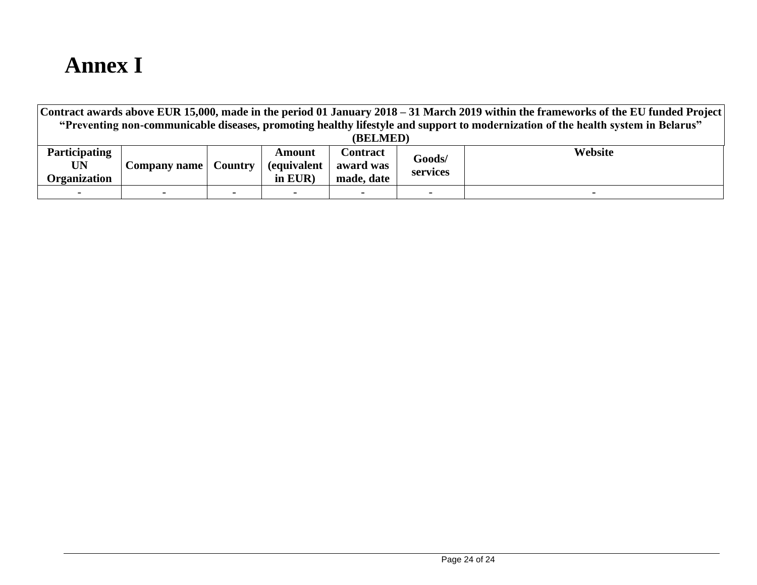# Annex I

| Contract awards above EUR 15,000, made in the period 01 January 2018 – 31 March 2019 within the frameworks of the EU funded Project "Preventing non-communicable diseases, promoting healthy lifestyle and support to modernization of the health system in Belarus" (BELMED) | | | | | | |
|---|---|---|---|---|---|---|
| **Participating UN Organization** | **Company name** | **Country** | **Amount (equivalent in EUR)** | **Contract award was made, date** | **Goods/ services** | **Website** |
| - | - | - | - | - | - | - |